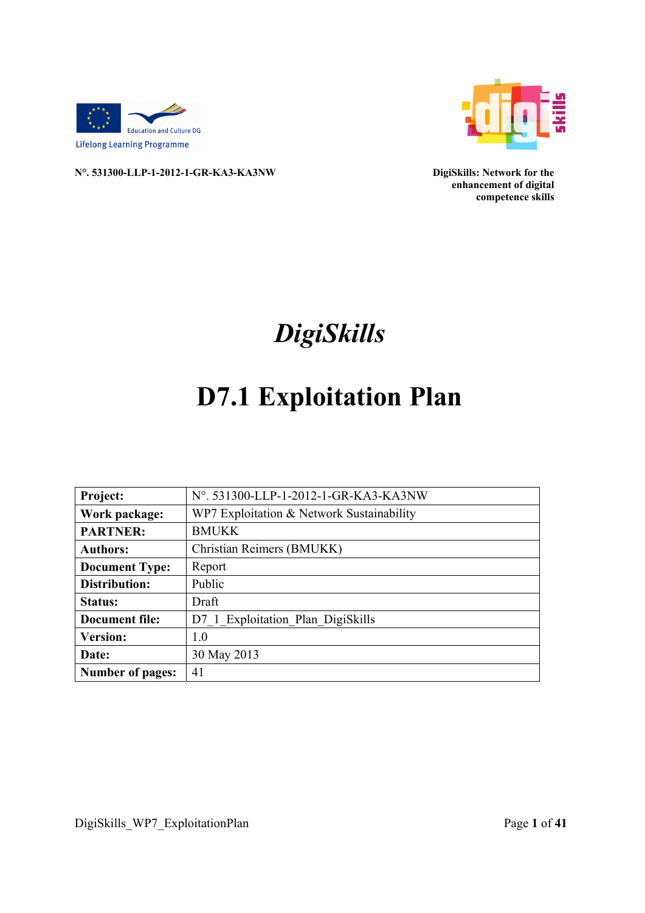Education and Culture DG

Lifelong Learning Programme

**N°. 531300-LLP-1-2012-1-GR-KA3-KA3NW**

**DigiSkills: Network for the enhancement of digital competence skills**

# *DigiSkills*

# D7.1 Exploitation Plan

| | |
|---|---|
| **Project:** | N°. 531300-LLP-1-2012-1-GR-KA3-KA3NW |
| **Work package:** | WP7 Exploitation & Network Sustainability |
| **PARTNER:** | BMUKK |
| **Authors:** | Christian Reimers (BMUKK) |
| **Document Type:** | Report |
| **Distribution:** | Public |
| **Status:** | Draft |
| **Document file:** | D7_1_Exploitation_Plan_DigiSkills |
| **Version:** | 1.0 |
| **Date:** | 30 May 2013 |
| **Number of pages:** | 41 |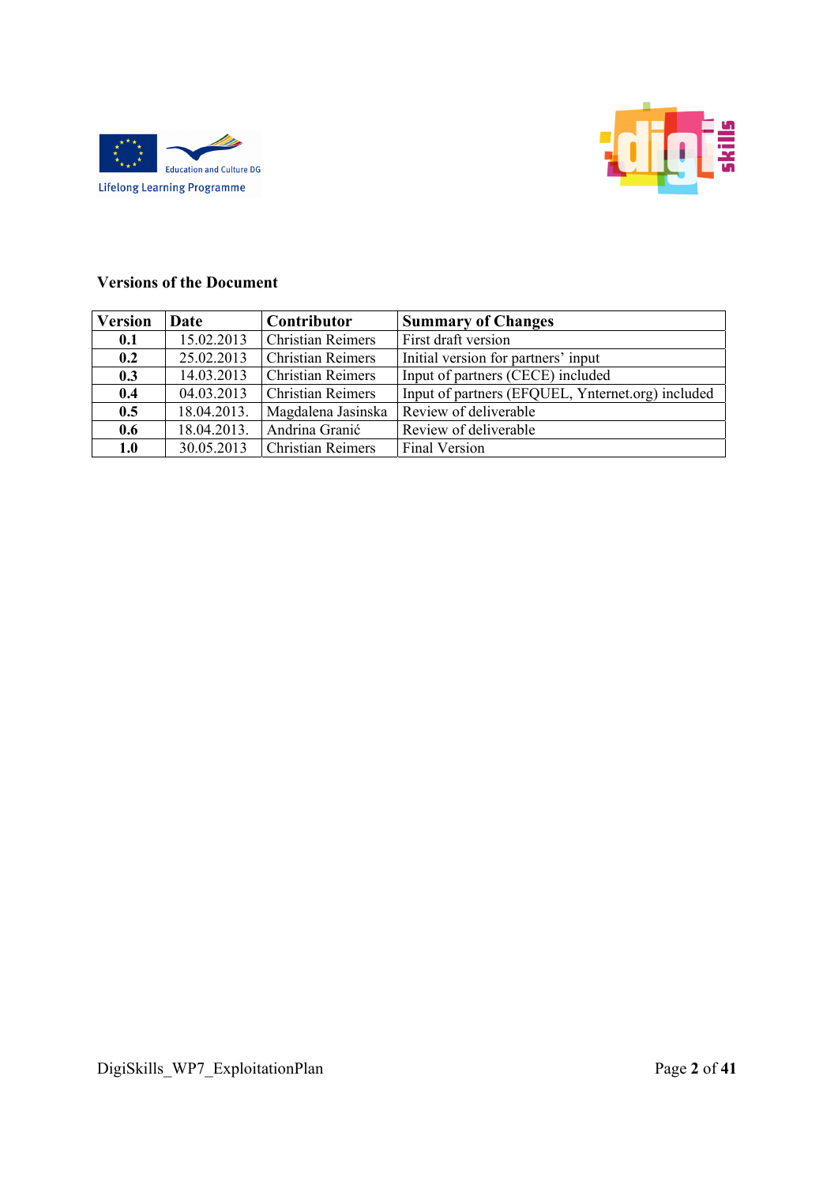**Versions of the Document**

| Version | Date | Contributor | Summary of Changes |
|---|---|---|---|
| **0.1** | 15.02.2013 | Christian Reimers | First draft version |
| **0.2** | 25.02.2013 | Christian Reimers | Initial version for partners' input |
| **0.3** | 14.03.2013 | Christian Reimers | Input of partners (CECE) included |
| **0.4** | 04.03.2013 | Christian Reimers | Input of partners (EFQUEL, Ynternet.org) included |
| **0.5** | 18.04.2013. | Magdalena Jasinska | Review of deliverable |
| **0.6** | 18.04.2013. | Andrina Granić | Review of deliverable |
| **1.0** | 30.05.2013 | Christian Reimers | Final Version |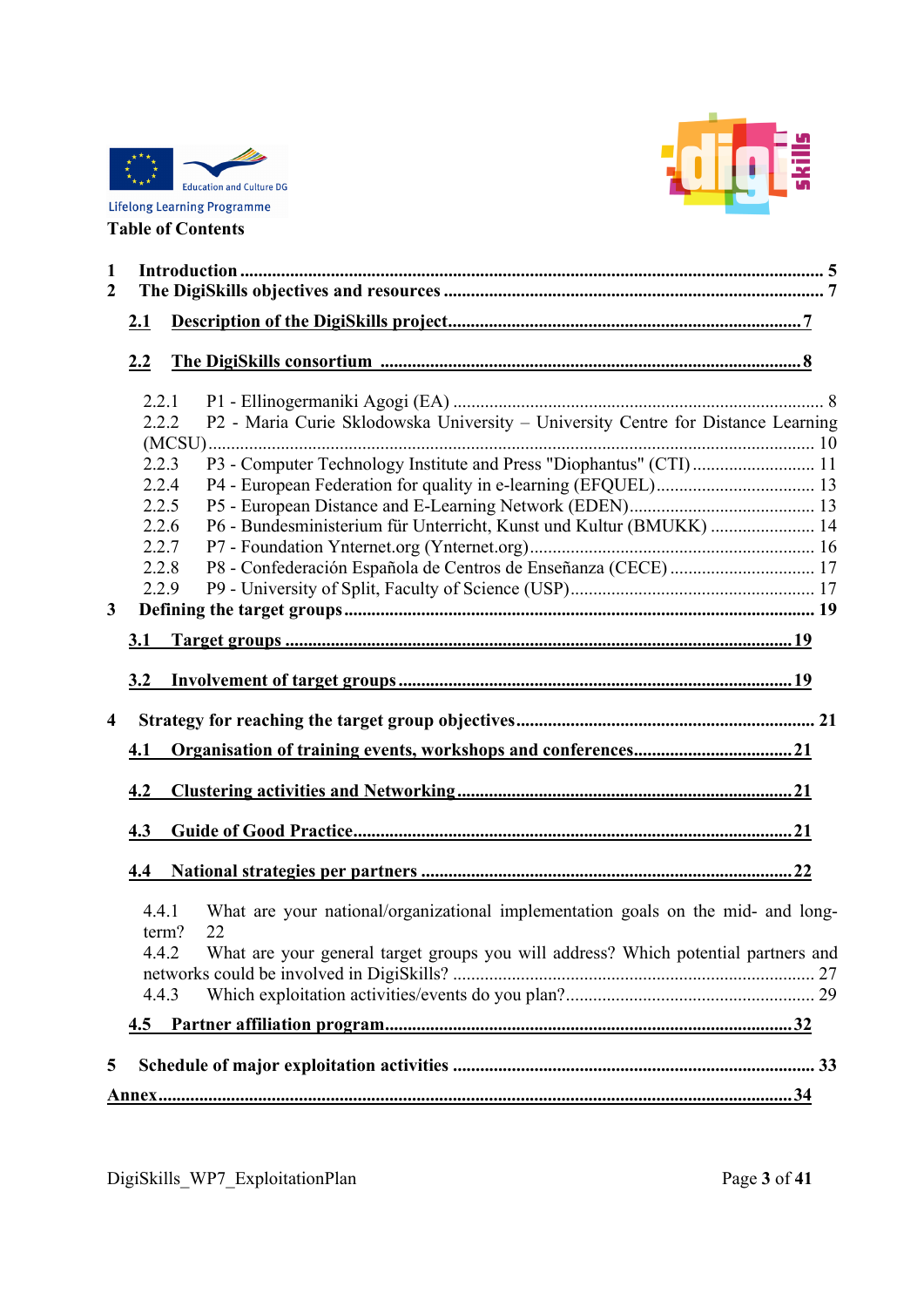**Table of Contents**

1 Introduction ........................................................................................................ 5
2 The DigiSkills objectives and resources ........................................................... 7
  2.1 Description of the DigiSkills project.............................................................. 7
  2.2 The DigiSkills consortium ............................................................................. 8
    2.2.1 P1 - Ellinogermaniki Agogi (EA) ............................................................. 8
    2.2.2 P2 - Maria Curie Sklodowska University – University Centre for Distance Learning (MCSU)......................................................................................................... 10
    2.2.3 P3 - Computer Technology Institute and Press "Diophantus" (CTI) .............. 11
    2.2.4 P4 - European Federation for quality in e-learning (EFQUEL)..................... 13
    2.2.5 P5 - European Distance and E-Learning Network (EDEN)........................... 13
    2.2.6 P6 - Bundesministerium für Unterricht, Kunst und Kultur (BMUKK) ............ 14
    2.2.7 P7 - Foundation Ynternet.org (Ynternet.org).............................................. 16
    2.2.8 P8 - Confederación Española de Centros de Enseñanza (CECE) ................... 17
    2.2.9 P9 - University of Split, Faculty of Science (USP)....................................... 17
3 Defining the target groups ................................................................................ 19
  3.1 Target groups ............................................................................................... 19
  3.2 Involvement of target groups ........................................................................ 19
4 Strategy for reaching the target group objectives ............................................. 21
  4.1 Organisation of training events, workshops and conferences.......................... 21
  4.2 Clustering activities and Networking ............................................................ 21
  4.3 Guide of Good Practice................................................................................. 21
  4.4 National strategies per partners .................................................................... 22
    4.4.1 What are your national/organizational implementation goals on the mid- and long-term? 22
    4.4.2 What are your general target groups you will address? Which potential partners and networks could be involved in DigiSkills? ............................................................ 27
    4.4.3 Which exploitation activities/events do you plan?....................................... 29
  4.5 Partner affiliation program............................................................................ 32
5 Schedule of major exploitation activities .......................................................... 33

Annex......................................................................................................................... 34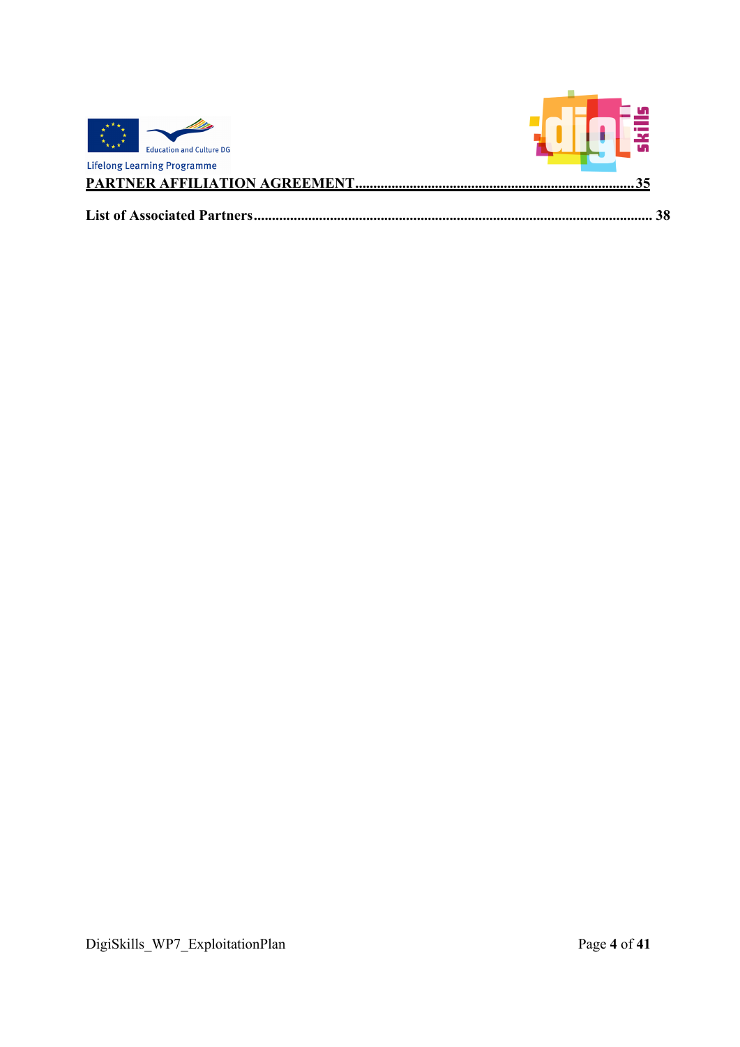**PARTNER AFFILIATION AGREEMENT.......................................................................35**

**List of Associated Partners........................................................................................... 38**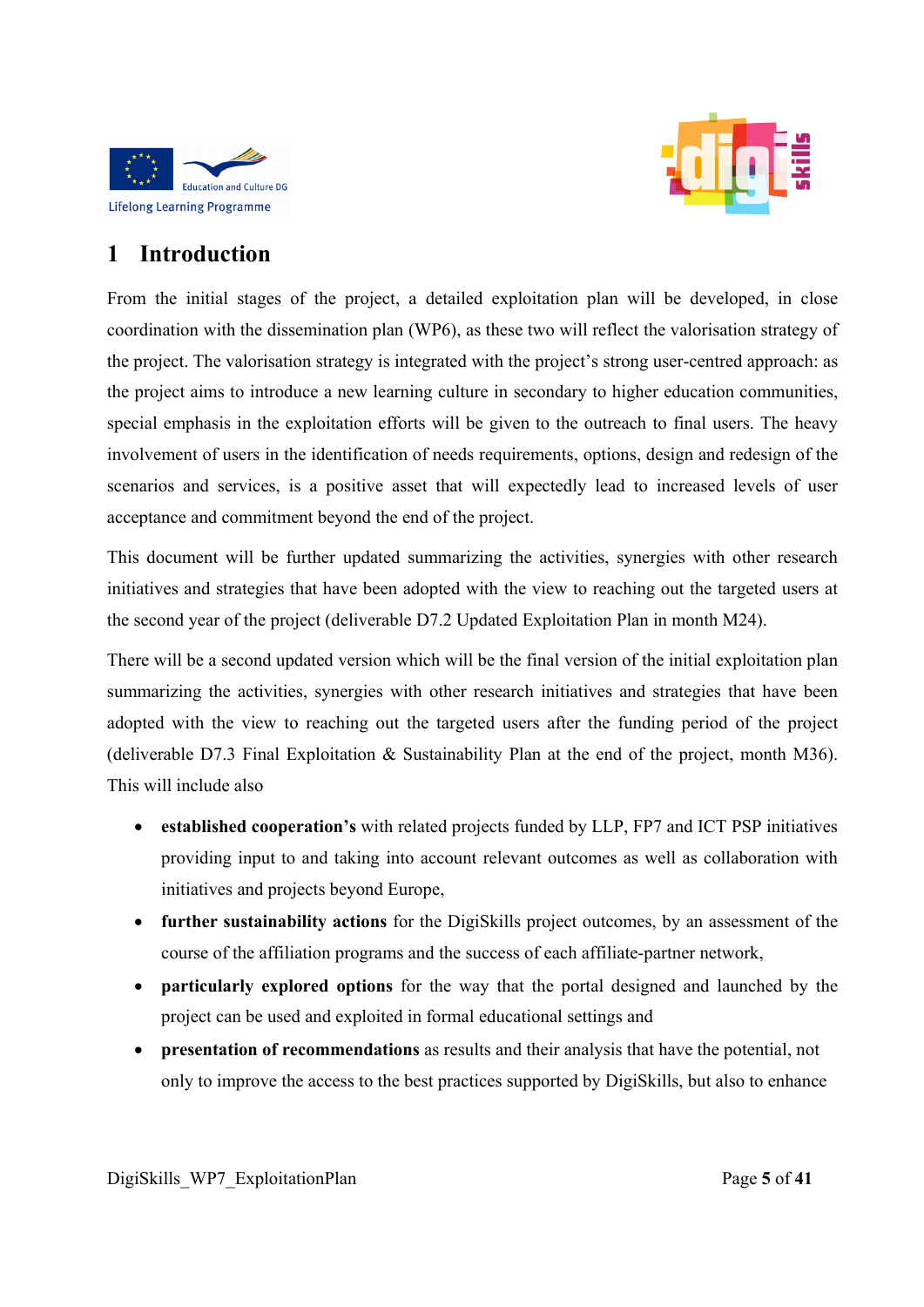# 1 Introduction

From the initial stages of the project, a detailed exploitation plan will be developed, in close coordination with the dissemination plan (WP6), as these two will reflect the valorisation strategy of the project. The valorisation strategy is integrated with the project's strong user-centred approach: as the project aims to introduce a new learning culture in secondary to higher education communities, special emphasis in the exploitation efforts will be given to the outreach to final users. The heavy involvement of users in the identification of needs requirements, options, design and redesign of the scenarios and services, is a positive asset that will expectedly lead to increased levels of user acceptance and commitment beyond the end of the project.

This document will be further updated summarizing the activities, synergies with other research initiatives and strategies that have been adopted with the view to reaching out the targeted users at the second year of the project (deliverable D7.2 Updated Exploitation Plan in month M24).

There will be a second updated version which will be the final version of the initial exploitation plan summarizing the activities, synergies with other research initiatives and strategies that have been adopted with the view to reaching out the targeted users after the funding period of the project (deliverable D7.3 Final Exploitation & Sustainability Plan at the end of the project, month M36). This will include also

- **established cooperation's** with related projects funded by LLP, FP7 and ICT PSP initiatives providing input to and taking into account relevant outcomes as well as collaboration with initiatives and projects beyond Europe,
- **further sustainability actions** for the DigiSkills project outcomes, by an assessment of the course of the affiliation programs and the success of each affiliate-partner network,
- **particularly explored options** for the way that the portal designed and launched by the project can be used and exploited in formal educational settings and
- **presentation of recommendations** as results and their analysis that have the potential, not only to improve the access to the best practices supported by DigiSkills, but also to enhance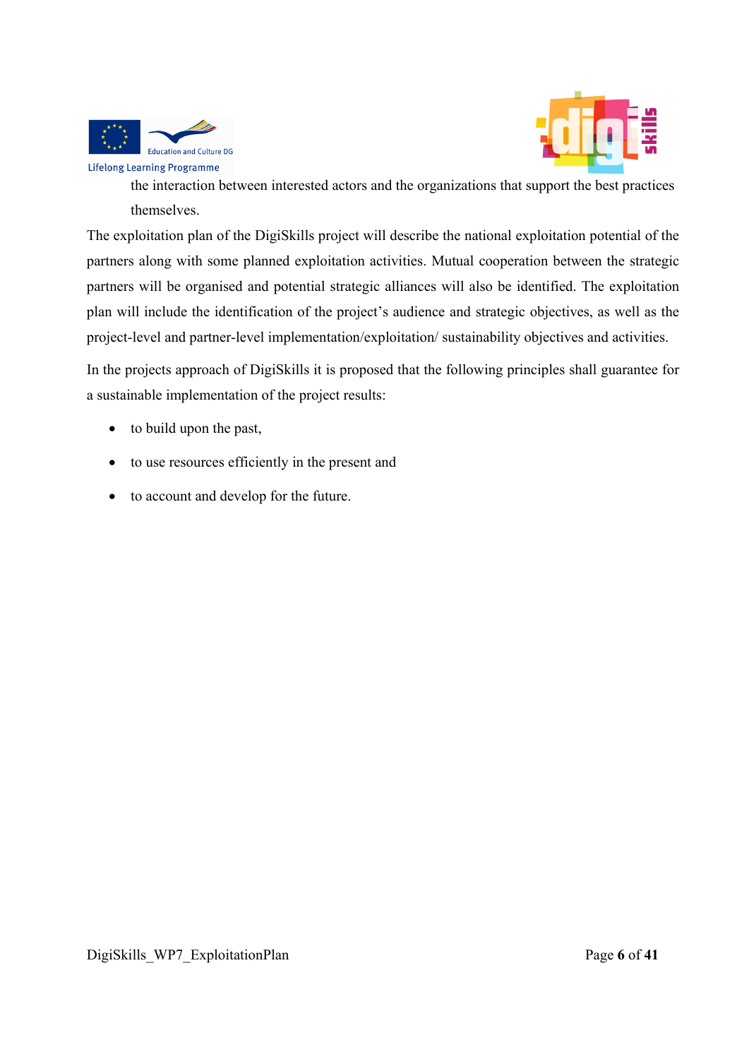the interaction between interested actors and the organizations that support the best practices themselves.

The exploitation plan of the DigiSkills project will describe the national exploitation potential of the partners along with some planned exploitation activities. Mutual cooperation between the strategic partners will be organised and potential strategic alliances will also be identified. The exploitation plan will include the identification of the project's audience and strategic objectives, as well as the project-level and partner-level implementation/exploitation/ sustainability objectives and activities.

In the projects approach of DigiSkills it is proposed that the following principles shall guarantee for a sustainable implementation of the project results:

- to build upon the past,
- to use resources efficiently in the present and
- to account and develop for the future.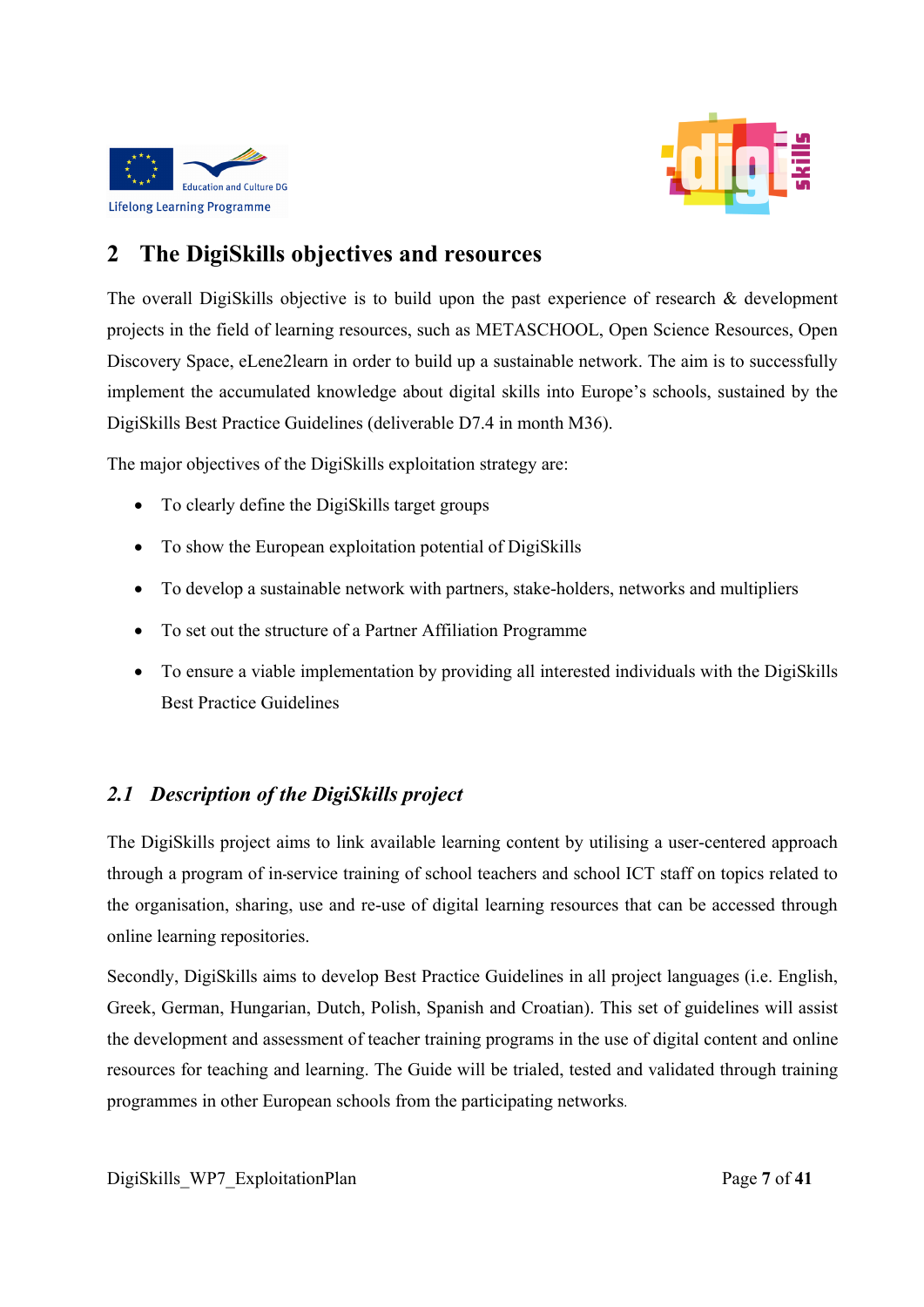## 2 The DigiSkills objectives and resources

The overall DigiSkills objective is to build upon the past experience of research & development projects in the field of learning resources, such as METASCHOOL, Open Science Resources, Open Discovery Space, eLene2learn in order to build up a sustainable network. The aim is to successfully implement the accumulated knowledge about digital skills into Europe's schools, sustained by the DigiSkills Best Practice Guidelines (deliverable D7.4 in month M36).

The major objectives of the DigiSkills exploitation strategy are:

- To clearly define the DigiSkills target groups
- To show the European exploitation potential of DigiSkills
- To develop a sustainable network with partners, stake-holders, networks and multipliers
- To set out the structure of a Partner Affiliation Programme
- To ensure a viable implementation by providing all interested individuals with the DigiSkills Best Practice Guidelines

### *2.1 Description of the DigiSkills project*

The DigiSkills project aims to link available learning content by utilising a user-centered approach through a program of in-service training of school teachers and school ICT staff on topics related to the organisation, sharing, use and re-use of digital learning resources that can be accessed through online learning repositories.

Secondly, DigiSkills aims to develop Best Practice Guidelines in all project languages (i.e. English, Greek, German, Hungarian, Dutch, Polish, Spanish and Croatian). This set of guidelines will assist the development and assessment of teacher training programs in the use of digital content and online resources for teaching and learning. The Guide will be trialed, tested and validated through training programmes in other European schools from the participating networks.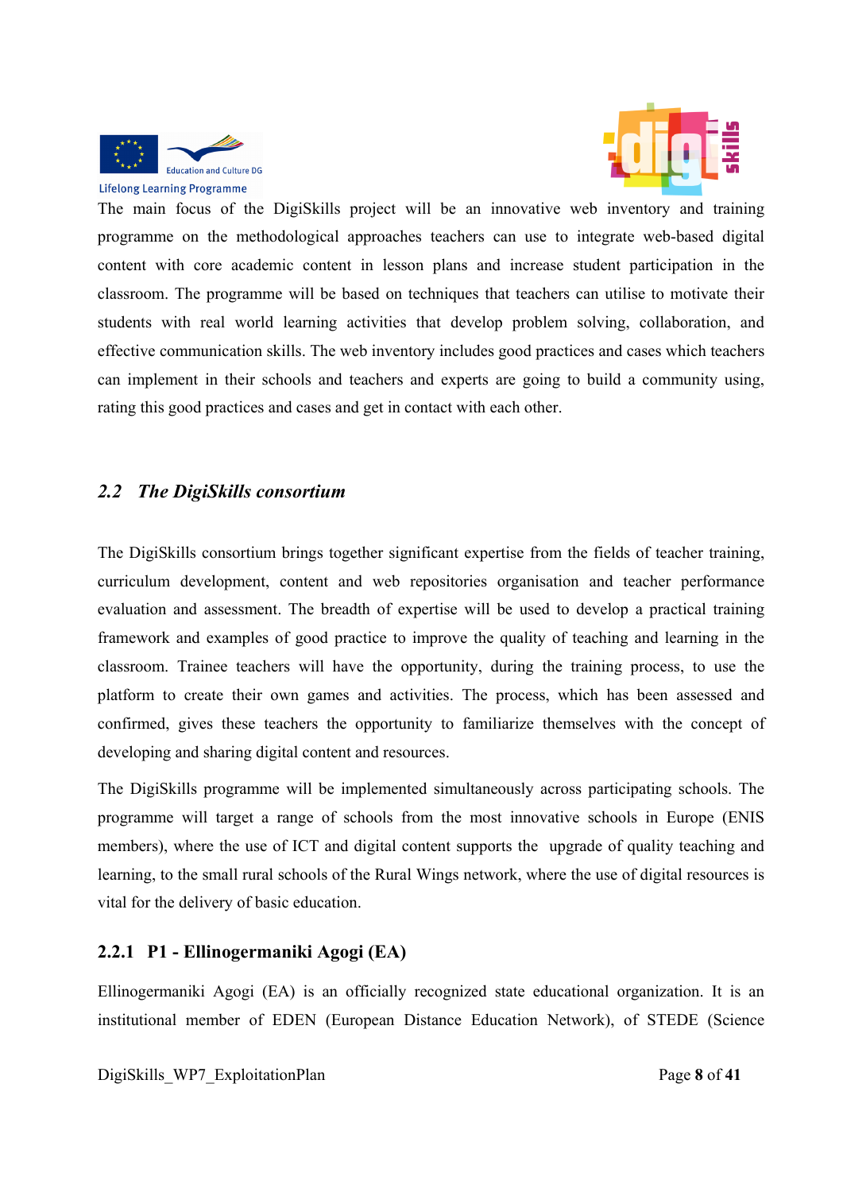The main focus of the DigiSkills project will be an innovative web inventory and training programme on the methodological approaches teachers can use to integrate web-based digital content with core academic content in lesson plans and increase student participation in the classroom. The programme will be based on techniques that teachers can utilise to motivate their students with real world learning activities that develop problem solving, collaboration, and effective communication skills. The web inventory includes good practices and cases which teachers can implement in their schools and teachers and experts are going to build a community using, rating this good practices and cases and get in contact with each other.

## *2.2 The DigiSkills consortium*

The DigiSkills consortium brings together significant expertise from the fields of teacher training, curriculum development, content and web repositories organisation and teacher performance evaluation and assessment. The breadth of expertise will be used to develop a practical training framework and examples of good practice to improve the quality of teaching and learning in the classroom. Trainee teachers will have the opportunity, during the training process, to use the platform to create their own games and activities. The process, which has been assessed and confirmed, gives these teachers the opportunity to familiarize themselves with the concept of developing and sharing digital content and resources.

The DigiSkills programme will be implemented simultaneously across participating schools. The programme will target a range of schools from the most innovative schools in Europe (ENIS members), where the use of ICT and digital content supports the upgrade of quality teaching and learning, to the small rural schools of the Rural Wings network, where the use of digital resources is vital for the delivery of basic education.

### 2.2.1 P1 - Ellinogermaniki Agogi (EA)

Ellinogermaniki Agogi (EA) is an officially recognized state educational organization. It is an institutional member of EDEN (European Distance Education Network), of STEDE (Science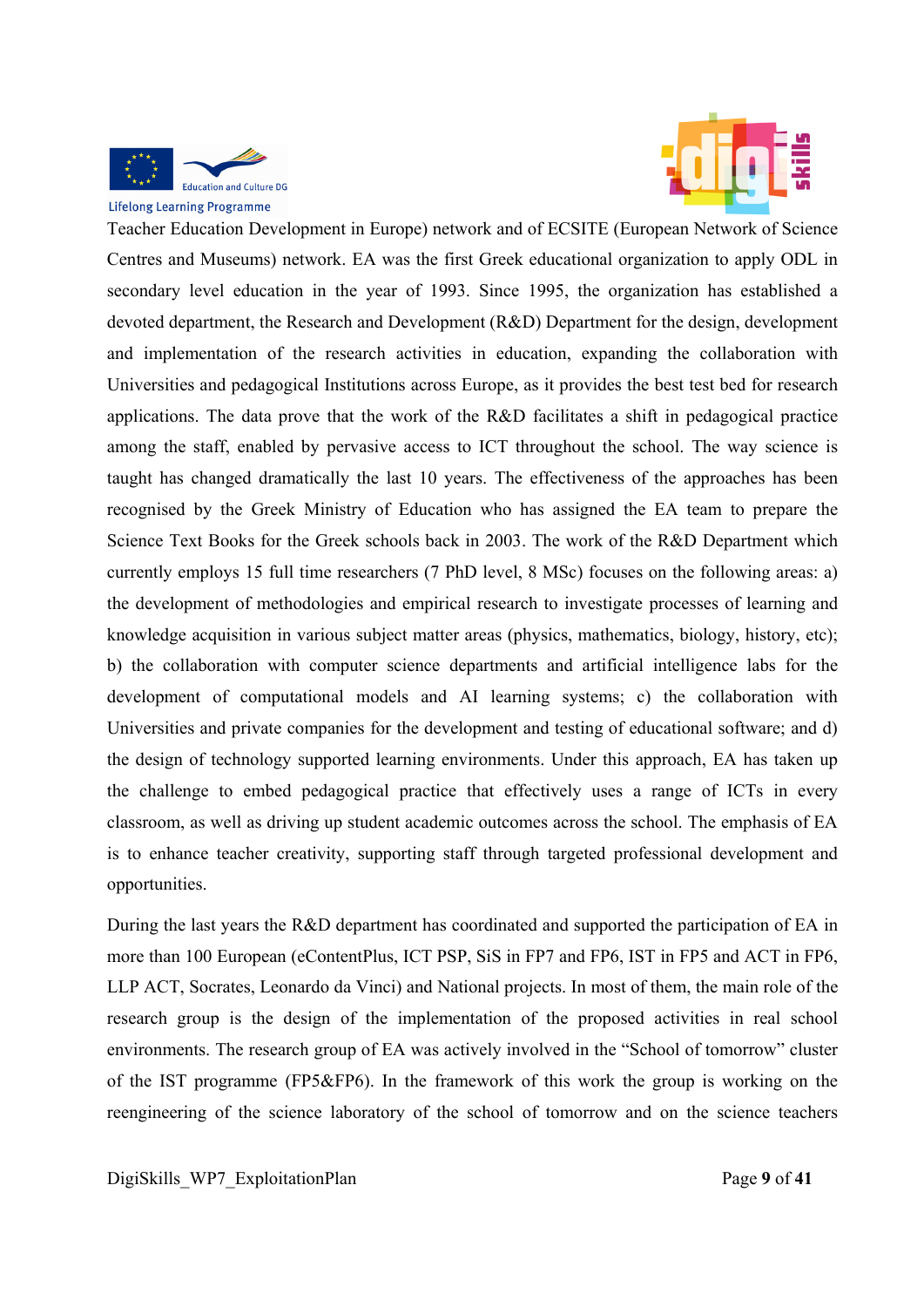Teacher Education Development in Europe) network and of ECSITE (European Network of Science Centres and Museums) network. EA was the first Greek educational organization to apply ODL in secondary level education in the year of 1993. Since 1995, the organization has established a devoted department, the Research and Development (R&D) Department for the design, development and implementation of the research activities in education, expanding the collaboration with Universities and pedagogical Institutions across Europe, as it provides the best test bed for research applications. The data prove that the work of the R&D facilitates a shift in pedagogical practice among the staff, enabled by pervasive access to ICT throughout the school. The way science is taught has changed dramatically the last 10 years. The effectiveness of the approaches has been recognised by the Greek Ministry of Education who has assigned the EA team to prepare the Science Text Books for the Greek schools back in 2003. The work of the R&D Department which currently employs 15 full time researchers (7 PhD level, 8 MSc) focuses on the following areas: a) the development of methodologies and empirical research to investigate processes of learning and knowledge acquisition in various subject matter areas (physics, mathematics, biology, history, etc); b) the collaboration with computer science departments and artificial intelligence labs for the development of computational models and AI learning systems; c) the collaboration with Universities and private companies for the development and testing of educational software; and d) the design of technology supported learning environments. Under this approach, EA has taken up the challenge to embed pedagogical practice that effectively uses a range of ICTs in every classroom, as well as driving up student academic outcomes across the school. The emphasis of EA is to enhance teacher creativity, supporting staff through targeted professional development and opportunities.

During the last years the R&D department has coordinated and supported the participation of EA in more than 100 European (eContentPlus, ICT PSP, SiS in FP7 and FP6, IST in FP5 and ACT in FP6, LLP ACT, Socrates, Leonardo da Vinci) and National projects. In most of them, the main role of the research group is the design of the implementation of the proposed activities in real school environments. The research group of EA was actively involved in the "School of tomorrow" cluster of the IST programme (FP5&FP6). In the framework of this work the group is working on the reengineering of the science laboratory of the school of tomorrow and on the science teachers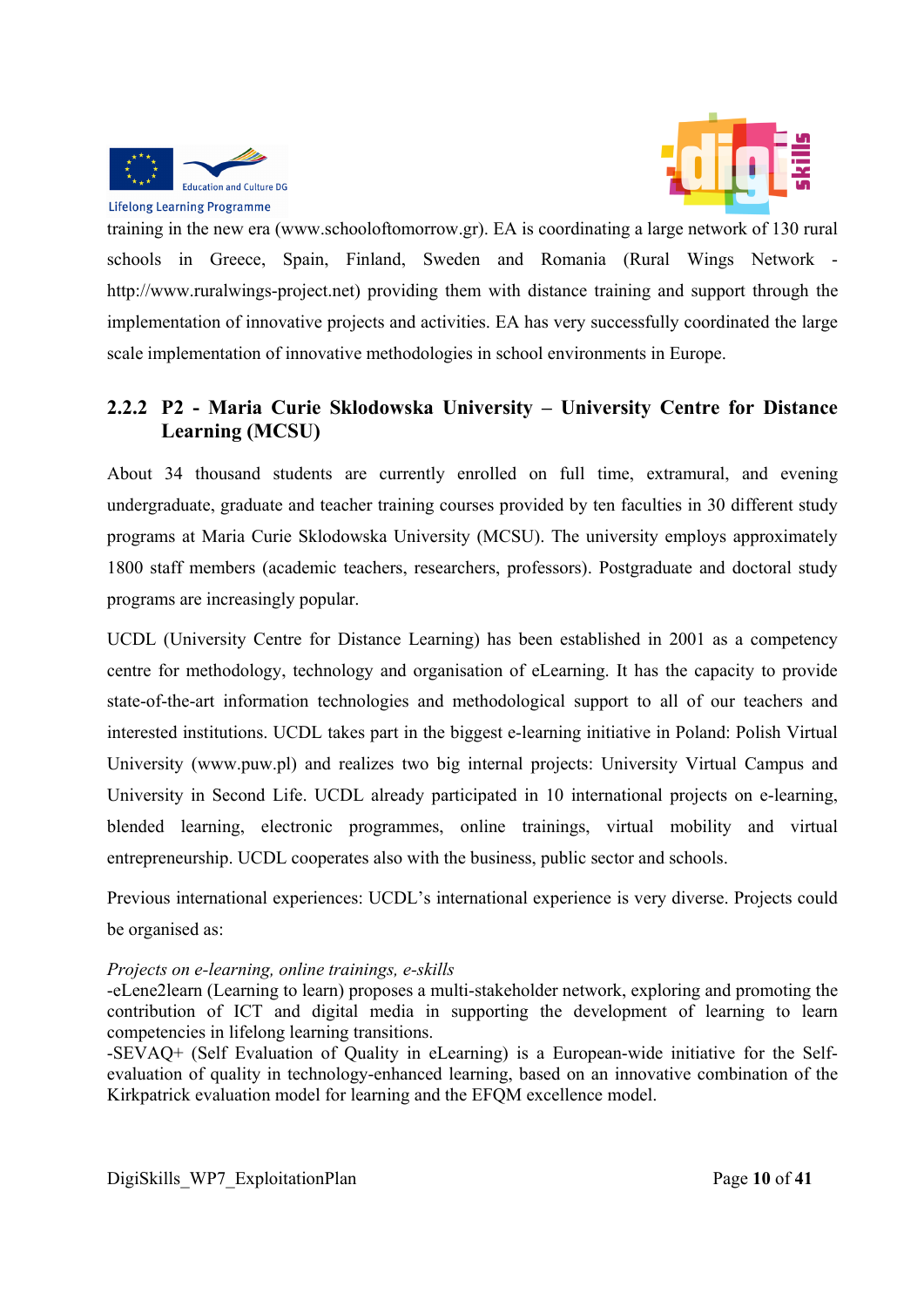training in the new era (www.schooloftomorrow.gr). EA is coordinating a large network of 130 rural schools in Greece, Spain, Finland, Sweden and Romania (Rural Wings Network - http://www.ruralwings-project.net) providing them with distance training and support through the implementation of innovative projects and activities. EA has very successfully coordinated the large scale implementation of innovative methodologies in school environments in Europe.

### 2.2.2 P2 - Maria Curie Sklodowska University – University Centre for Distance Learning (MCSU)

About 34 thousand students are currently enrolled on full time, extramural, and evening undergraduate, graduate and teacher training courses provided by ten faculties in 30 different study programs at Maria Curie Sklodowska University (MCSU). The university employs approximately 1800 staff members (academic teachers, researchers, professors). Postgraduate and doctoral study programs are increasingly popular.

UCDL (University Centre for Distance Learning) has been established in 2001 as a competency centre for methodology, technology and organisation of eLearning. It has the capacity to provide state-of-the-art information technologies and methodological support to all of our teachers and interested institutions. UCDL takes part in the biggest e-learning initiative in Poland: Polish Virtual University (www.puw.pl) and realizes two big internal projects: University Virtual Campus and University in Second Life. UCDL already participated in 10 international projects on e-learning, blended learning, electronic programmes, online trainings, virtual mobility and virtual entrepreneurship. UCDL cooperates also with the business, public sector and schools.

Previous international experiences: UCDL's international experience is very diverse. Projects could be organised as:

*Projects on e-learning, online trainings, e-skills*

-eLene2learn (Learning to learn) proposes a multi-stakeholder network, exploring and promoting the contribution of ICT and digital media in supporting the development of learning to learn competencies in lifelong learning transitions.

-SEVAQ+ (Self Evaluation of Quality in eLearning) is a European-wide initiative for the Self-evaluation of quality in technology-enhanced learning, based on an innovative combination of the Kirkpatrick evaluation model for learning and the EFQM excellence model.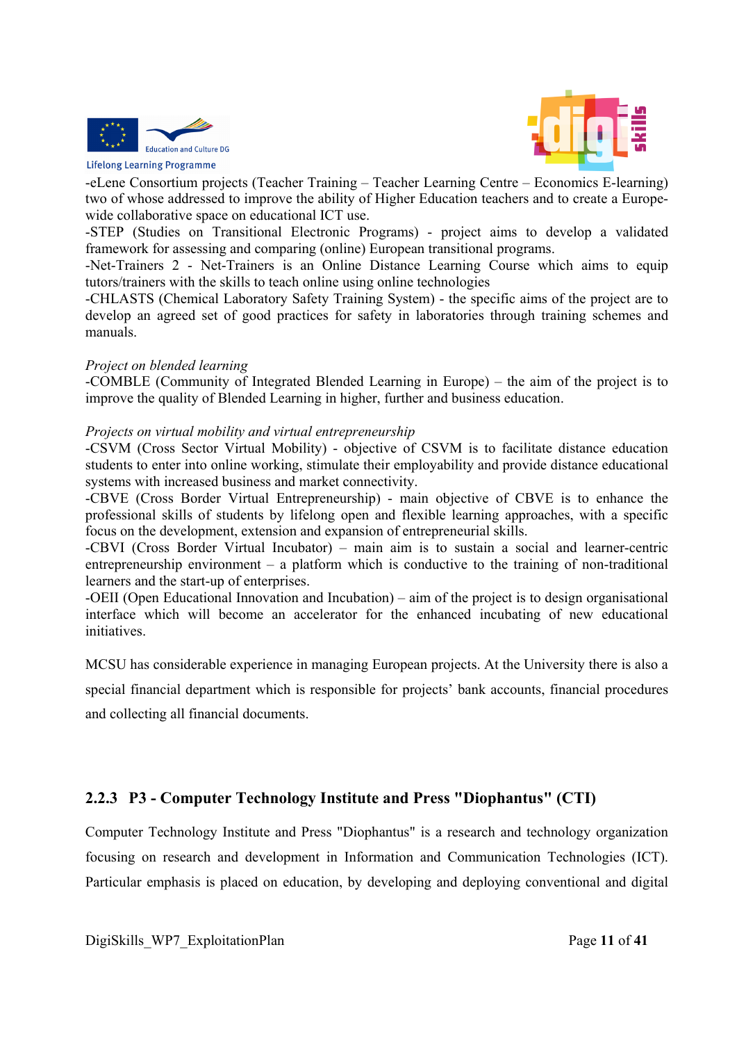-eLene Consortium projects (Teacher Training – Teacher Learning Centre – Economics E-learning) two of whose addressed to improve the ability of Higher Education teachers and to create a Europe-wide collaborative space on educational ICT use.

-STEP (Studies on Transitional Electronic Programs) - project aims to develop a validated framework for assessing and comparing (online) European transitional programs.

-Net-Trainers 2 - Net-Trainers is an Online Distance Learning Course which aims to equip tutors/trainers with the skills to teach online using online technologies

-CHLASTS (Chemical Laboratory Safety Training System) - the specific aims of the project are to develop an agreed set of good practices for safety in laboratories through training schemes and manuals.

*Project on blended learning*

-COMBLE (Community of Integrated Blended Learning in Europe) – the aim of the project is to improve the quality of Blended Learning in higher, further and business education.

*Projects on virtual mobility and virtual entrepreneurship*

-CSVM (Cross Sector Virtual Mobility) - objective of CSVM is to facilitate distance education students to enter into online working, stimulate their employability and provide distance educational systems with increased business and market connectivity.

-CBVE (Cross Border Virtual Entrepreneurship) - main objective of CBVE is to enhance the professional skills of students by lifelong open and flexible learning approaches, with a specific focus on the development, extension and expansion of entrepreneurial skills.

-CBVI (Cross Border Virtual Incubator) – main aim is to sustain a social and learner-centric entrepreneurship environment – a platform which is conductive to the training of non-traditional learners and the start-up of enterprises.

-OEII (Open Educational Innovation and Incubation) – aim of the project is to design organisational interface which will become an accelerator for the enhanced incubating of new educational initiatives.

MCSU has considerable experience in managing European projects. At the University there is also a special financial department which is responsible for projects' bank accounts, financial procedures and collecting all financial documents.

### 2.2.3 P3 - Computer Technology Institute and Press "Diophantus" (CTI)

Computer Technology Institute and Press "Diophantus" is a research and technology organization focusing on research and development in Information and Communication Technologies (ICT). Particular emphasis is placed on education, by developing and deploying conventional and digital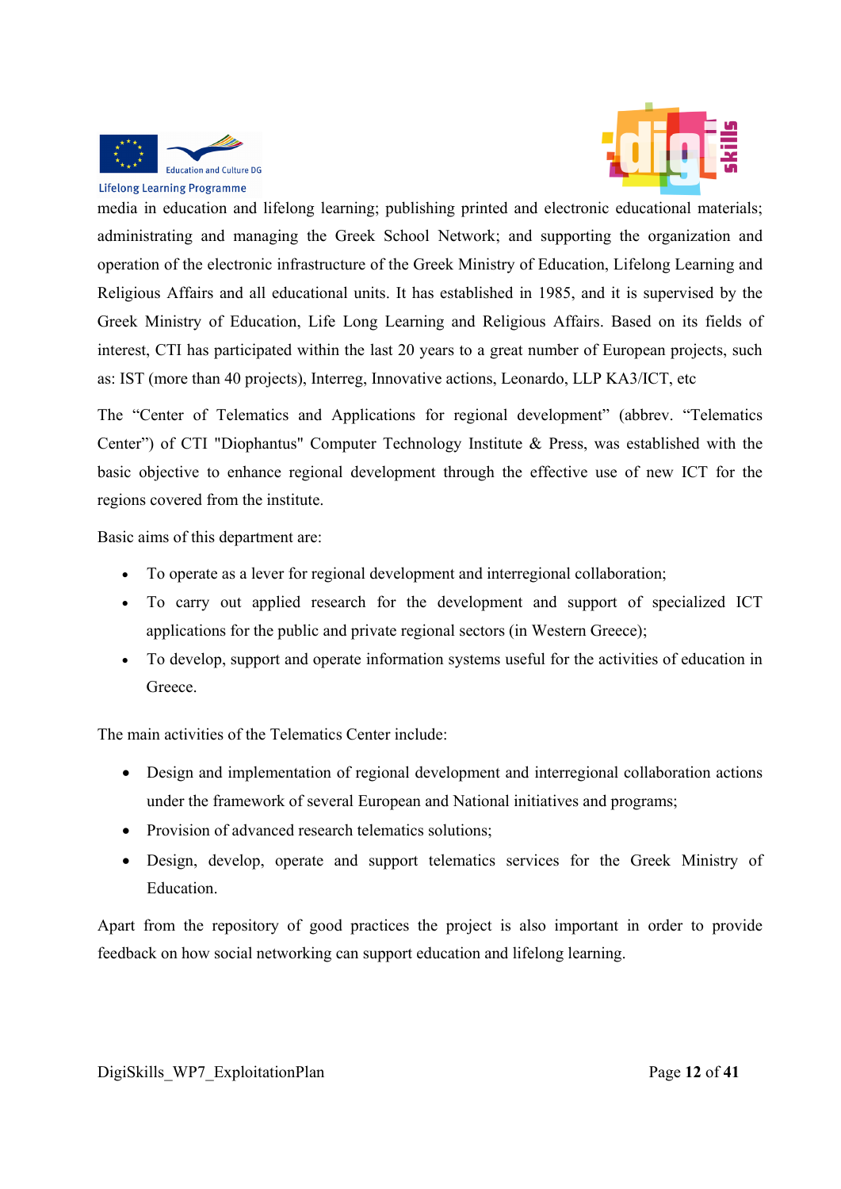media in education and lifelong learning; publishing printed and electronic educational materials; administrating and managing the Greek School Network; and supporting the organization and operation of the electronic infrastructure of the Greek Ministry of Education, Lifelong Learning and Religious Affairs and all educational units. It has established in 1985, and it is supervised by the Greek Ministry of Education, Life Long Learning and Religious Affairs. Based on its fields of interest, CTI has participated within the last 20 years to a great number of European projects, such as: IST (more than 40 projects), Interreg, Innovative actions, Leonardo, LLP KA3/ICT, etc

The "Center of Telematics and Applications for regional development" (abbrev. "Telematics Center") of CTI "Diophantus" Computer Technology Institute & Press, was established with the basic objective to enhance regional development through the effective use of new ICT for the regions covered from the institute.

Basic aims of this department are:

- To operate as a lever for regional development and interregional collaboration;
- To carry out applied research for the development and support of specialized ICT applications for the public and private regional sectors (in Western Greece);
- To develop, support and operate information systems useful for the activities of education in Greece.

The main activities of the Telematics Center include:

- Design and implementation of regional development and interregional collaboration actions under the framework of several European and National initiatives and programs;
- Provision of advanced research telematics solutions;
- Design, develop, operate and support telematics services for the Greek Ministry of Education.

Apart from the repository of good practices the project is also important in order to provide feedback on how social networking can support education and lifelong learning.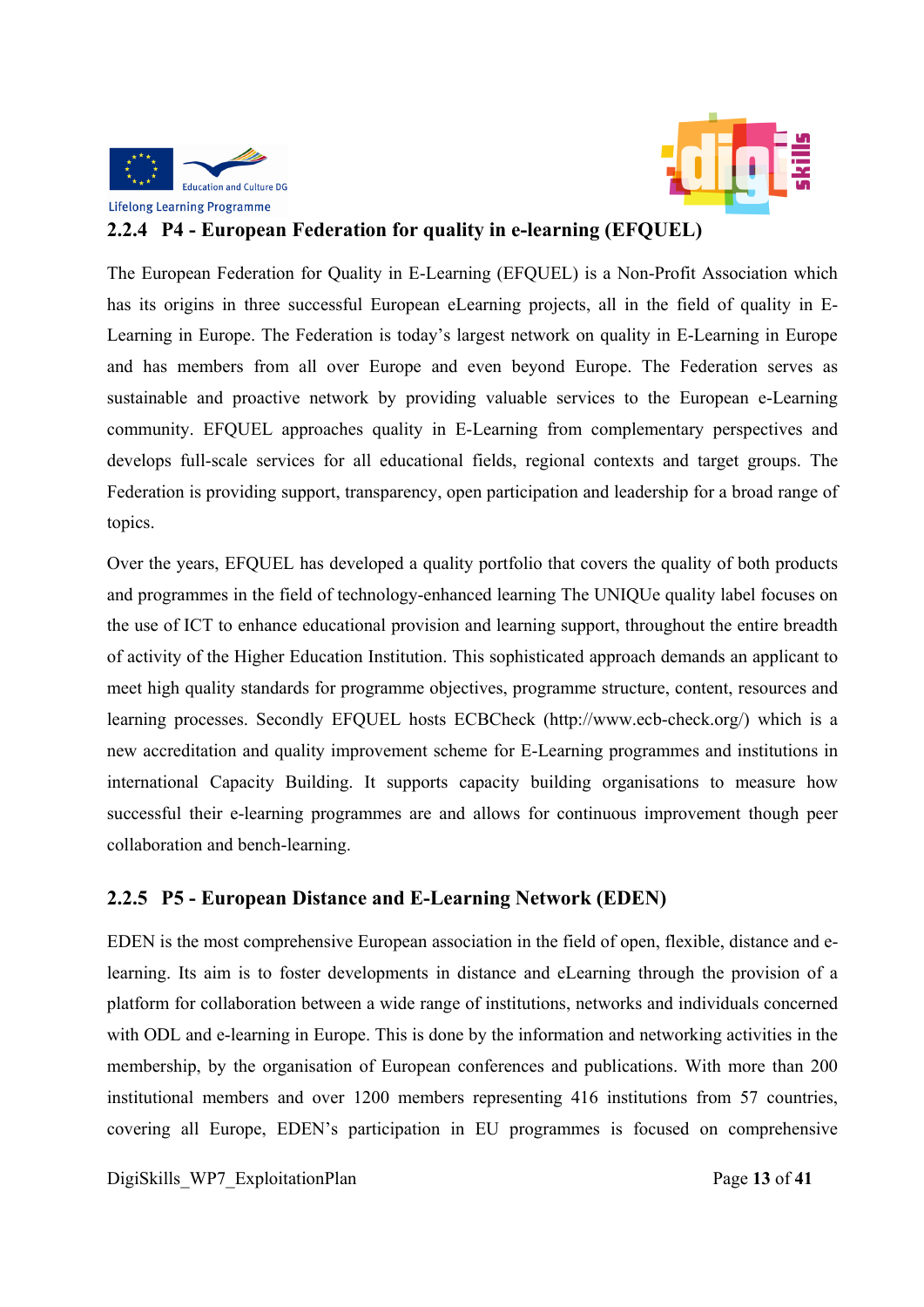### 2.2.4 P4 - European Federation for quality in e-learning (EFQUEL)

The European Federation for Quality in E-Learning (EFQUEL) is a Non-Profit Association which has its origins in three successful European eLearning projects, all in the field of quality in E-Learning in Europe. The Federation is today's largest network on quality in E-Learning in Europe and has members from all over Europe and even beyond Europe. The Federation serves as sustainable and proactive network by providing valuable services to the European e-Learning community. EFQUEL approaches quality in E-Learning from complementary perspectives and develops full-scale services for all educational fields, regional contexts and target groups. The Federation is providing support, transparency, open participation and leadership for a broad range of topics.

Over the years, EFQUEL has developed a quality portfolio that covers the quality of both products and programmes in the field of technology-enhanced learning The UNIQUe quality label focuses on the use of ICT to enhance educational provision and learning support, throughout the entire breadth of activity of the Higher Education Institution. This sophisticated approach demands an applicant to meet high quality standards for programme objectives, programme structure, content, resources and learning processes. Secondly EFQUEL hosts ECBCheck (http://www.ecb-check.org/) which is a new accreditation and quality improvement scheme for E-Learning programmes and institutions in international Capacity Building. It supports capacity building organisations to measure how successful their e-learning programmes are and allows for continuous improvement though peer collaboration and bench-learning.

### 2.2.5 P5 - European Distance and E-Learning Network (EDEN)

EDEN is the most comprehensive European association in the field of open, flexible, distance and e-learning. Its aim is to foster developments in distance and eLearning through the provision of a platform for collaboration between a wide range of institutions, networks and individuals concerned with ODL and e-learning in Europe. This is done by the information and networking activities in the membership, by the organisation of European conferences and publications. With more than 200 institutional members and over 1200 members representing 416 institutions from 57 countries, covering all Europe, EDEN's participation in EU programmes is focused on comprehensive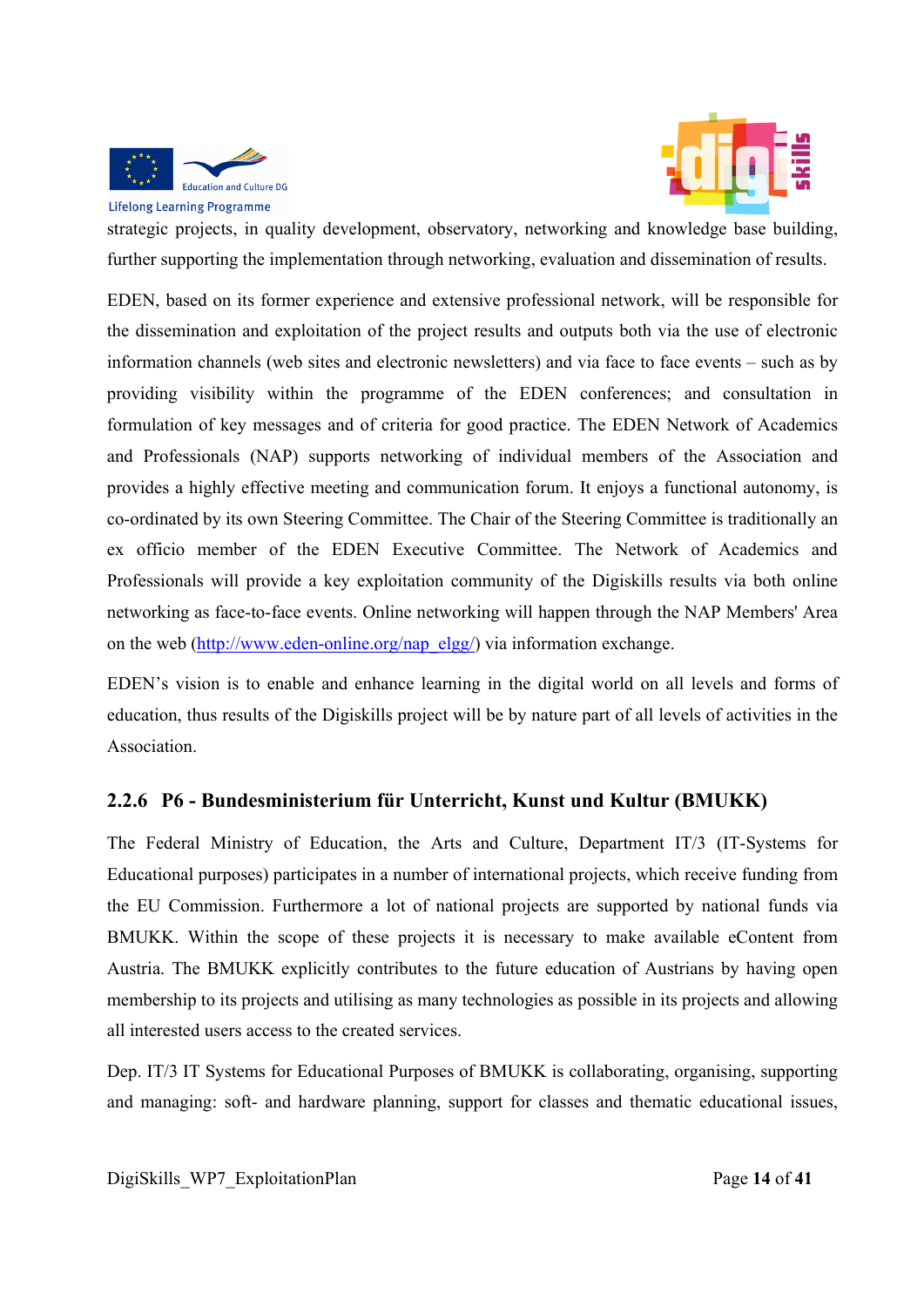strategic projects, in quality development, observatory, networking and knowledge base building, further supporting the implementation through networking, evaluation and dissemination of results.

EDEN, based on its former experience and extensive professional network, will be responsible for the dissemination and exploitation of the project results and outputs both via the use of electronic information channels (web sites and electronic newsletters) and via face to face events – such as by providing visibility within the programme of the EDEN conferences; and consultation in formulation of key messages and of criteria for good practice. The EDEN Network of Academics and Professionals (NAP) supports networking of individual members of the Association and provides a highly effective meeting and communication forum. It enjoys a functional autonomy, is co-ordinated by its own Steering Committee. The Chair of the Steering Committee is traditionally an ex officio member of the EDEN Executive Committee. The Network of Academics and Professionals will provide a key exploitation community of the Digiskills results via both online networking as face-to-face events. Online networking will happen through the NAP Members' Area on the web (http://www.eden-online.org/nap_elgg/) via information exchange.

EDEN's vision is to enable and enhance learning in the digital world on all levels and forms of education, thus results of the Digiskills project will be by nature part of all levels of activities in the Association.

### 2.2.6 P6 - Bundesministerium für Unterricht, Kunst und Kultur (BMUKK)

The Federal Ministry of Education, the Arts and Culture, Department IT/3 (IT-Systems for Educational purposes) participates in a number of international projects, which receive funding from the EU Commission. Furthermore a lot of national projects are supported by national funds via BMUKK. Within the scope of these projects it is necessary to make available eContent from Austria. The BMUKK explicitly contributes to the future education of Austrians by having open membership to its projects and utilising as many technologies as possible in its projects and allowing all interested users access to the created services.

Dep. IT/3 IT Systems for Educational Purposes of BMUKK is collaborating, organising, supporting and managing: soft- and hardware planning, support for classes and thematic educational issues,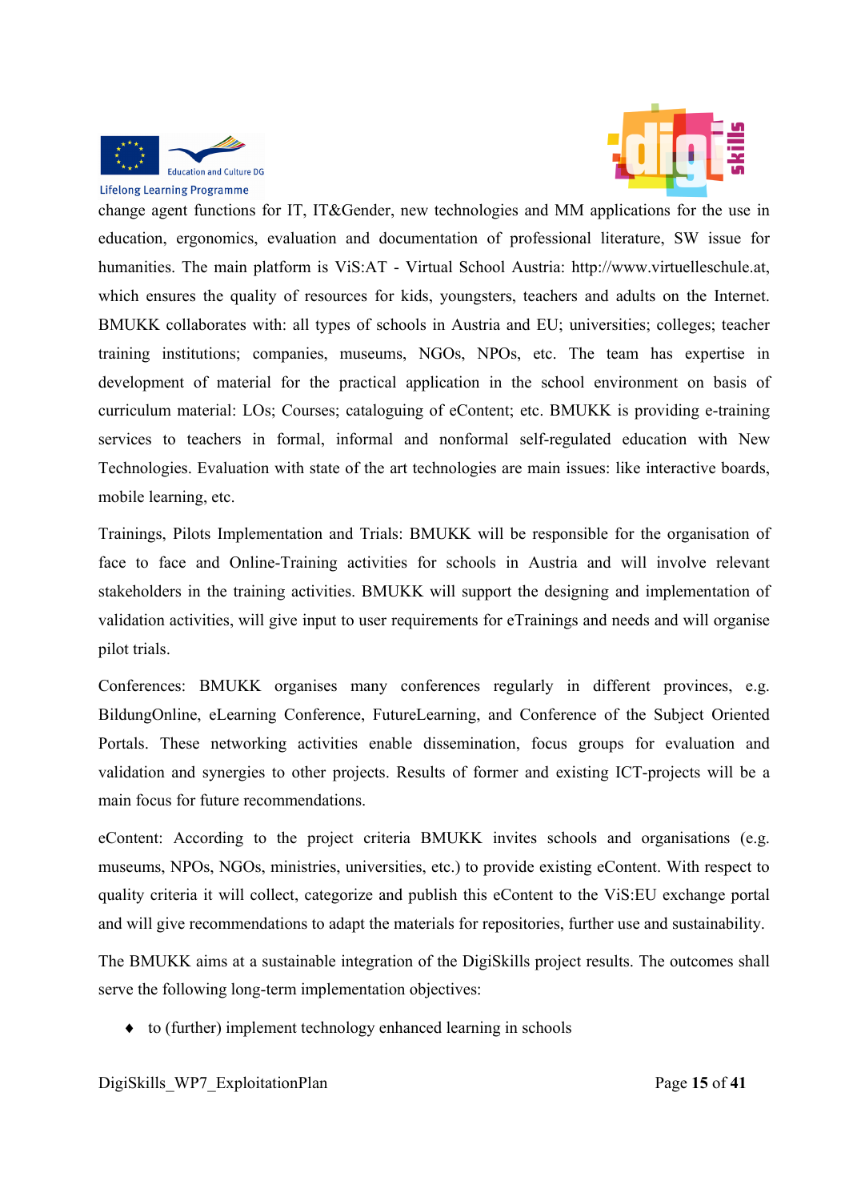change agent functions for IT, IT&Gender, new technologies and MM applications for the use in education, ergonomics, evaluation and documentation of professional literature, SW issue for humanities. The main platform is ViS:AT - Virtual School Austria: http://www.virtuelleschule.at, which ensures the quality of resources for kids, youngsters, teachers and adults on the Internet. BMUKK collaborates with: all types of schools in Austria and EU; universities; colleges; teacher training institutions; companies, museums, NGOs, NPOs, etc. The team has expertise in development of material for the practical application in the school environment on basis of curriculum material: LOs; Courses; cataloguing of eContent; etc. BMUKK is providing e-training services to teachers in formal, informal and nonformal self-regulated education with New Technologies. Evaluation with state of the art technologies are main issues: like interactive boards, mobile learning, etc.

Trainings, Pilots Implementation and Trials: BMUKK will be responsible for the organisation of face to face and Online-Training activities for schools in Austria and will involve relevant stakeholders in the training activities. BMUKK will support the designing and implementation of validation activities, will give input to user requirements for eTrainings and needs and will organise pilot trials.

Conferences: BMUKK organises many conferences regularly in different provinces, e.g. BildungOnline, eLearning Conference, FutureLearning, and Conference of the Subject Oriented Portals. These networking activities enable dissemination, focus groups for evaluation and validation and synergies to other projects. Results of former and existing ICT-projects will be a main focus for future recommendations.

eContent: According to the project criteria BMUKK invites schools and organisations (e.g. museums, NPOs, NGOs, ministries, universities, etc.) to provide existing eContent. With respect to quality criteria it will collect, categorize and publish this eContent to the ViS:EU exchange portal and will give recommendations to adapt the materials for repositories, further use and sustainability.

The BMUKK aims at a sustainable integration of the DigiSkills project results. The outcomes shall serve the following long-term implementation objectives:

- to (further) implement technology enhanced learning in schools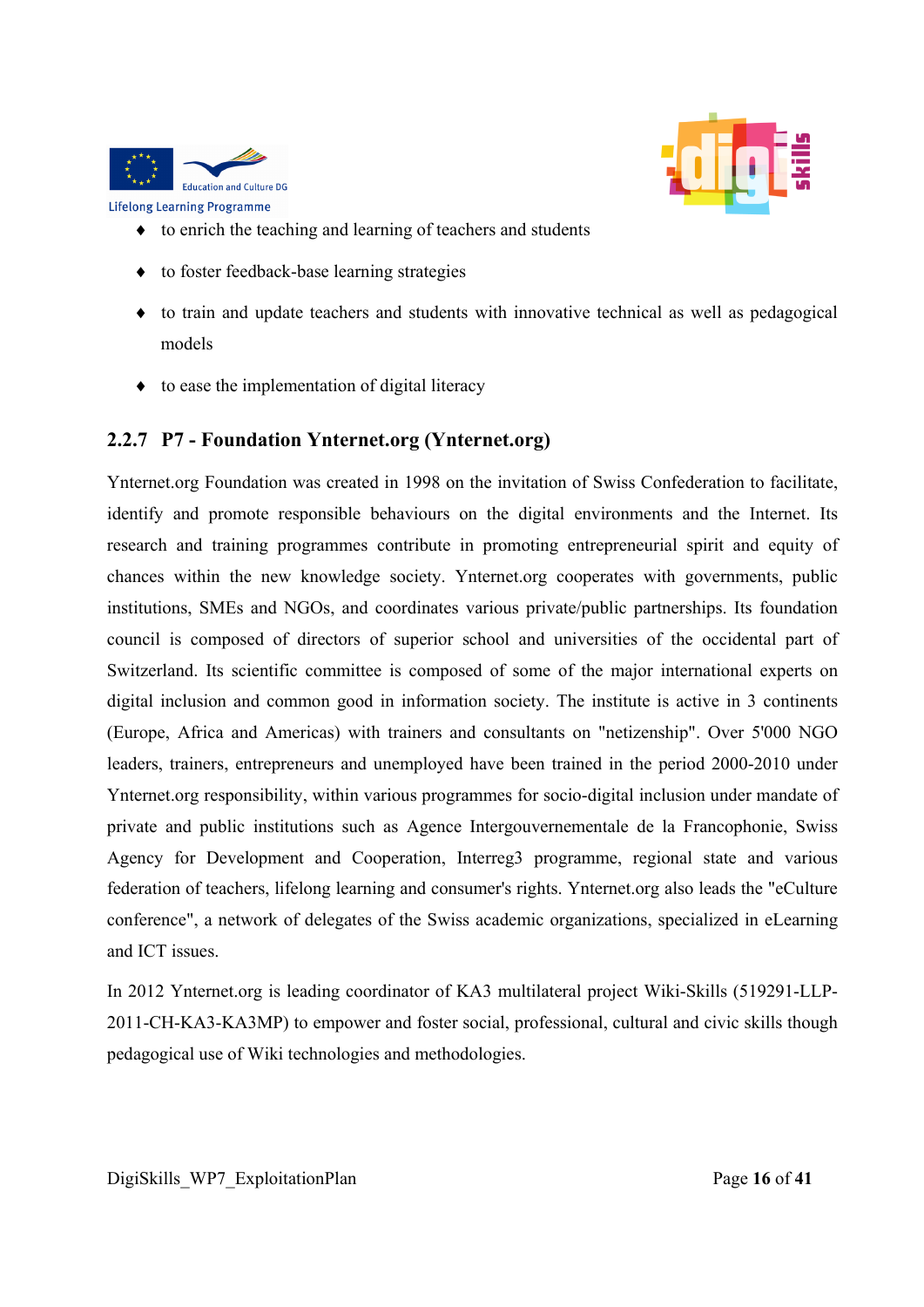- to enrich the teaching and learning of teachers and students
- to foster feedback-base learning strategies
- to train and update teachers and students with innovative technical as well as pedagogical models
- to ease the implementation of digital literacy

### 2.2.7 P7 - Foundation Ynternet.org (Ynternet.org)

Ynternet.org Foundation was created in 1998 on the invitation of Swiss Confederation to facilitate, identify and promote responsible behaviours on the digital environments and the Internet. Its research and training programmes contribute in promoting entrepreneurial spirit and equity of chances within the new knowledge society. Ynternet.org cooperates with governments, public institutions, SMEs and NGOs, and coordinates various private/public partnerships. Its foundation council is composed of directors of superior school and universities of the occidental part of Switzerland. Its scientific committee is composed of some of the major international experts on digital inclusion and common good in information society. The institute is active in 3 continents (Europe, Africa and Americas) with trainers and consultants on "netizenship". Over 5'000 NGO leaders, trainers, entrepreneurs and unemployed have been trained in the period 2000-2010 under Ynternet.org responsibility, within various programmes for socio-digital inclusion under mandate of private and public institutions such as Agence Intergouvernementale de la Francophonie, Swiss Agency for Development and Cooperation, Interreg3 programme, regional state and various federation of teachers, lifelong learning and consumer's rights. Ynternet.org also leads the "eCulture conference", a network of delegates of the Swiss academic organizations, specialized in eLearning and ICT issues.

In 2012 Ynternet.org is leading coordinator of KA3 multilateral project Wiki-Skills (519291-LLP-2011-CH-KA3-KA3MP) to empower and foster social, professional, cultural and civic skills though pedagogical use of Wiki technologies and methodologies.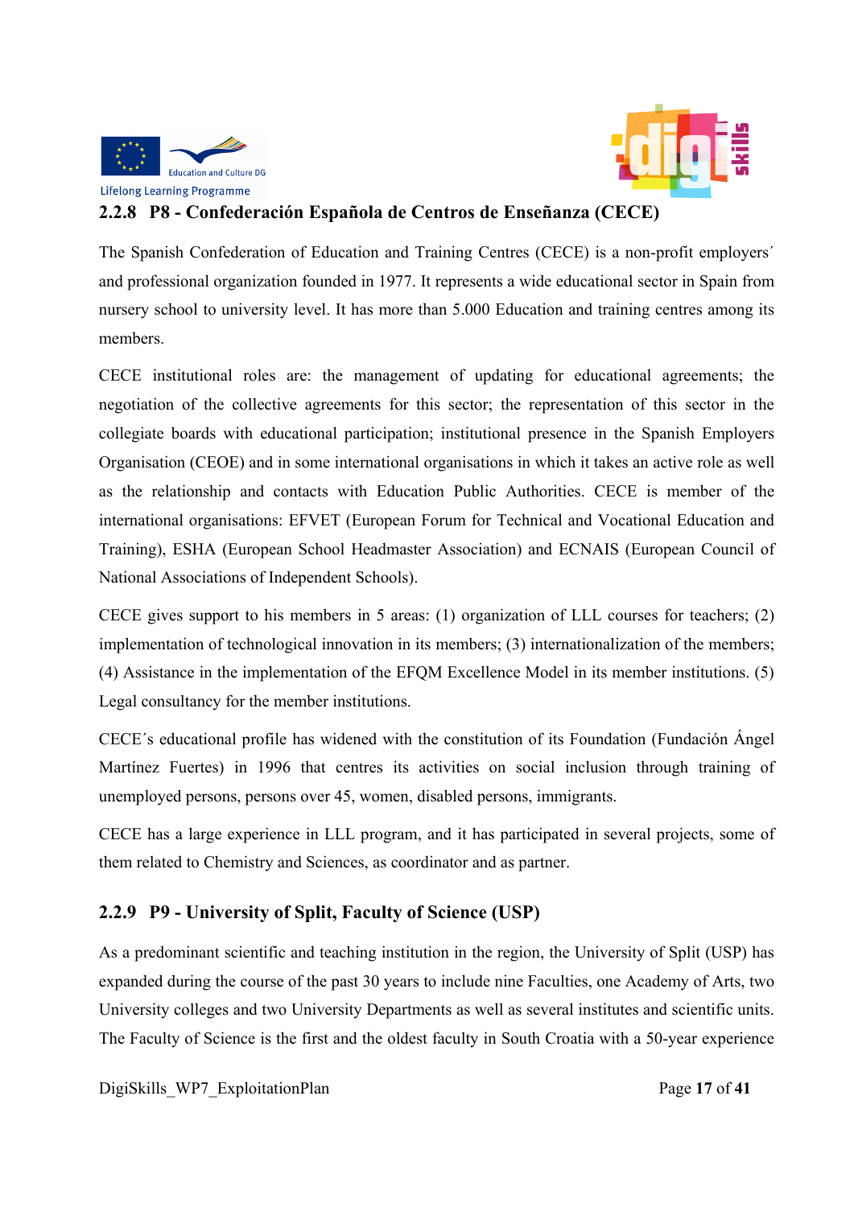### 2.2.8 P8 - Confederación Española de Centros de Enseñanza (CECE)

The Spanish Confederation of Education and Training Centres (CECE) is a non-profit employers´ and professional organization founded in 1977. It represents a wide educational sector in Spain from nursery school to university level. It has more than 5.000 Education and training centres among its members.

CECE institutional roles are: the management of updating for educational agreements; the negotiation of the collective agreements for this sector; the representation of this sector in the collegiate boards with educational participation; institutional presence in the Spanish Employers Organisation (CEOE) and in some international organisations in which it takes an active role as well as the relationship and contacts with Education Public Authorities. CECE is member of the international organisations: EFVET (European Forum for Technical and Vocational Education and Training), ESHA (European School Headmaster Association) and ECNAIS (European Council of National Associations of Independent Schools).

CECE gives support to his members in 5 areas: (1) organization of LLL courses for teachers; (2) implementation of technological innovation in its members; (3) internationalization of the members; (4) Assistance in the implementation of the EFQM Excellence Model in its member institutions. (5) Legal consultancy for the member institutions.

CECE´s educational profile has widened with the constitution of its Foundation (Fundación Ángel Martínez Fuertes) in 1996 that centres its activities on social inclusion through training of unemployed persons, persons over 45, women, disabled persons, immigrants.

CECE has a large experience in LLL program, and it has participated in several projects, some of them related to Chemistry and Sciences, as coordinator and as partner.

### 2.2.9 P9 - University of Split, Faculty of Science (USP)

As a predominant scientific and teaching institution in the region, the University of Split (USP) has expanded during the course of the past 30 years to include nine Faculties, one Academy of Arts, two University colleges and two University Departments as well as several institutes and scientific units. The Faculty of Science is the first and the oldest faculty in South Croatia with a 50-year experience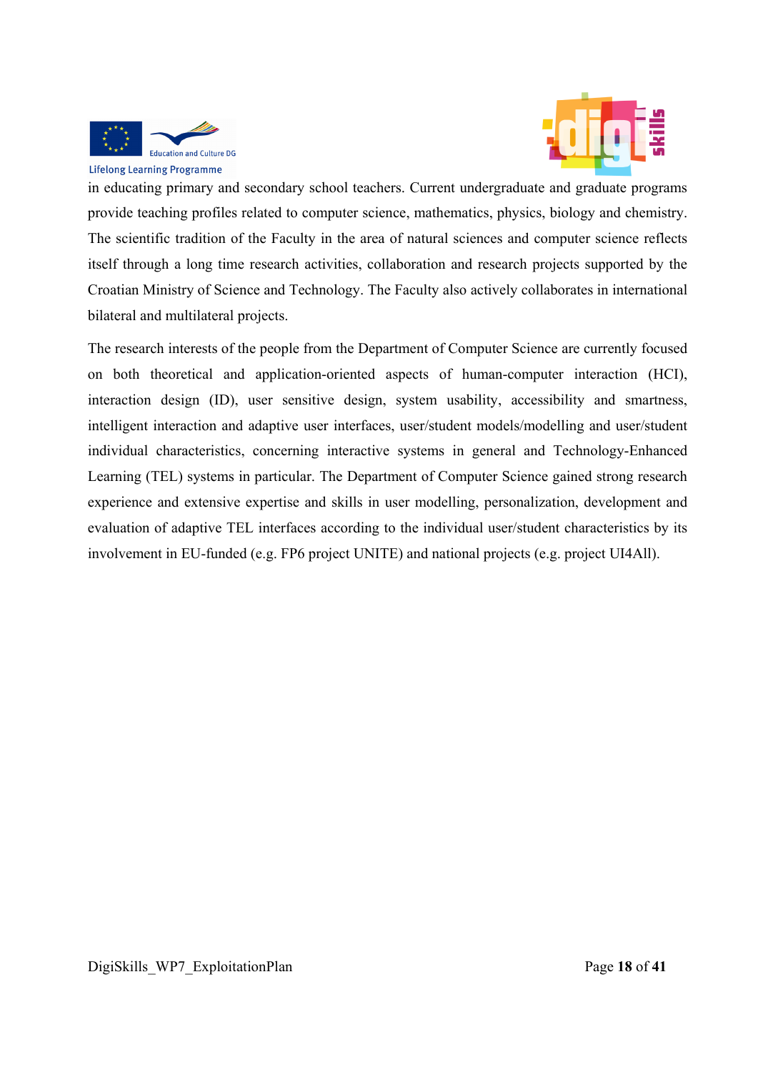in educating primary and secondary school teachers. Current undergraduate and graduate programs provide teaching profiles related to computer science, mathematics, physics, biology and chemistry. The scientific tradition of the Faculty in the area of natural sciences and computer science reflects itself through a long time research activities, collaboration and research projects supported by the Croatian Ministry of Science and Technology. The Faculty also actively collaborates in international bilateral and multilateral projects.

The research interests of the people from the Department of Computer Science are currently focused on both theoretical and application-oriented aspects of human-computer interaction (HCI), interaction design (ID), user sensitive design, system usability, accessibility and smartness, intelligent interaction and adaptive user interfaces, user/student models/modelling and user/student individual characteristics, concerning interactive systems in general and Technology-Enhanced Learning (TEL) systems in particular. The Department of Computer Science gained strong research experience and extensive expertise and skills in user modelling, personalization, development and evaluation of adaptive TEL interfaces according to the individual user/student characteristics by its involvement in EU-funded (e.g. FP6 project UNITE) and national projects (e.g. project UI4All).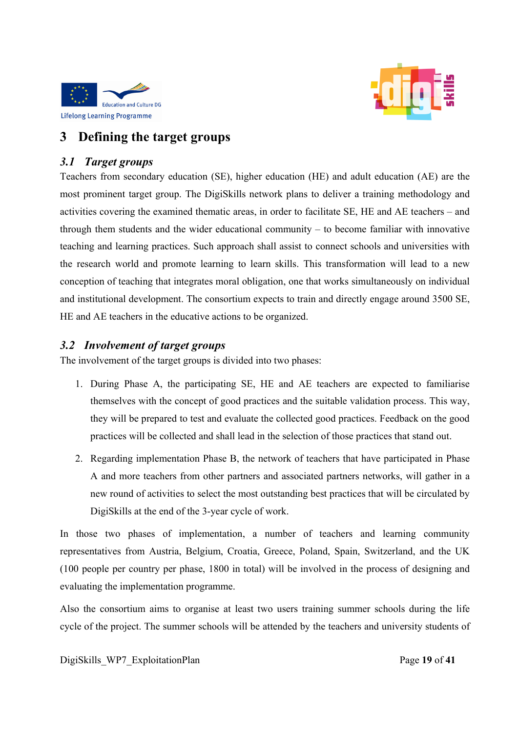# 3 Defining the target groups

## *3.1 Target groups*

Teachers from secondary education (SE), higher education (HE) and adult education (AE) are the most prominent target group. The DigiSkills network plans to deliver a training methodology and activities covering the examined thematic areas, in order to facilitate SE, HE and AE teachers – and through them students and the wider educational community – to become familiar with innovative teaching and learning practices. Such approach shall assist to connect schools and universities with the research world and promote learning to learn skills. This transformation will lead to a new conception of teaching that integrates moral obligation, one that works simultaneously on individual and institutional development. The consortium expects to train and directly engage around 3500 SE, HE and AE teachers in the educative actions to be organized.

## *3.2 Involvement of target groups*

The involvement of the target groups is divided into two phases:

1. During Phase A, the participating SE, HE and AE teachers are expected to familiarise themselves with the concept of good practices and the suitable validation process. This way, they will be prepared to test and evaluate the collected good practices. Feedback on the good practices will be collected and shall lead in the selection of those practices that stand out.
2. Regarding implementation Phase B, the network of teachers that have participated in Phase A and more teachers from other partners and associated partners networks, will gather in a new round of activities to select the most outstanding best practices that will be circulated by DigiSkills at the end of the 3-year cycle of work.

In those two phases of implementation, a number of teachers and learning community representatives from Austria, Belgium, Croatia, Greece, Poland, Spain, Switzerland, and the UK (100 people per country per phase, 1800 in total) will be involved in the process of designing and evaluating the implementation programme.

Also the consortium aims to organise at least two users training summer schools during the life cycle of the project. The summer schools will be attended by the teachers and university students of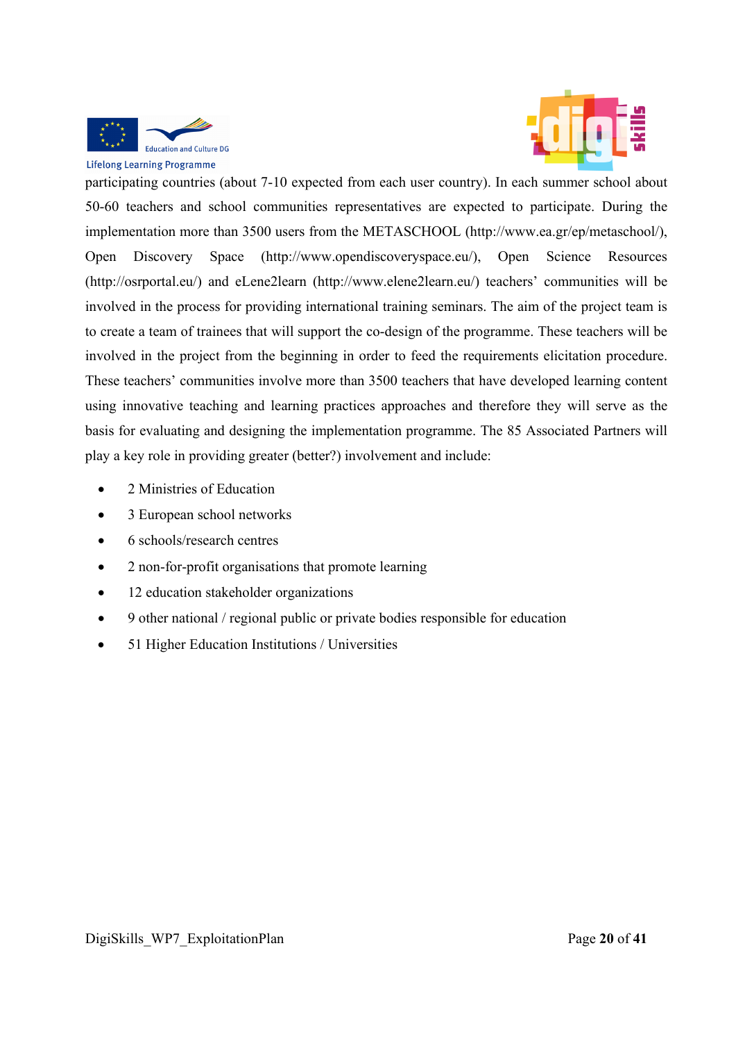participating countries (about 7-10 expected from each user country). In each summer school about 50-60 teachers and school communities representatives are expected to participate. During the implementation more than 3500 users from the METASCHOOL (http://www.ea.gr/ep/metaschool/), Open Discovery Space (http://www.opendiscoveryspace.eu/), Open Science Resources (http://osrportal.eu/) and eLene2learn (http://www.elene2learn.eu/) teachers' communities will be involved in the process for providing international training seminars. The aim of the project team is to create a team of trainees that will support the co-design of the programme. These teachers will be involved in the project from the beginning in order to feed the requirements elicitation procedure. These teachers' communities involve more than 3500 teachers that have developed learning content using innovative teaching and learning practices approaches and therefore they will serve as the basis for evaluating and designing the implementation programme. The 85 Associated Partners will play a key role in providing greater (better?) involvement and include:

- 2 Ministries of Education
- 3 European school networks
- 6 schools/research centres
- 2 non-for-profit organisations that promote learning
- 12 education stakeholder organizations
- 9 other national / regional public or private bodies responsible for education
- 51 Higher Education Institutions / Universities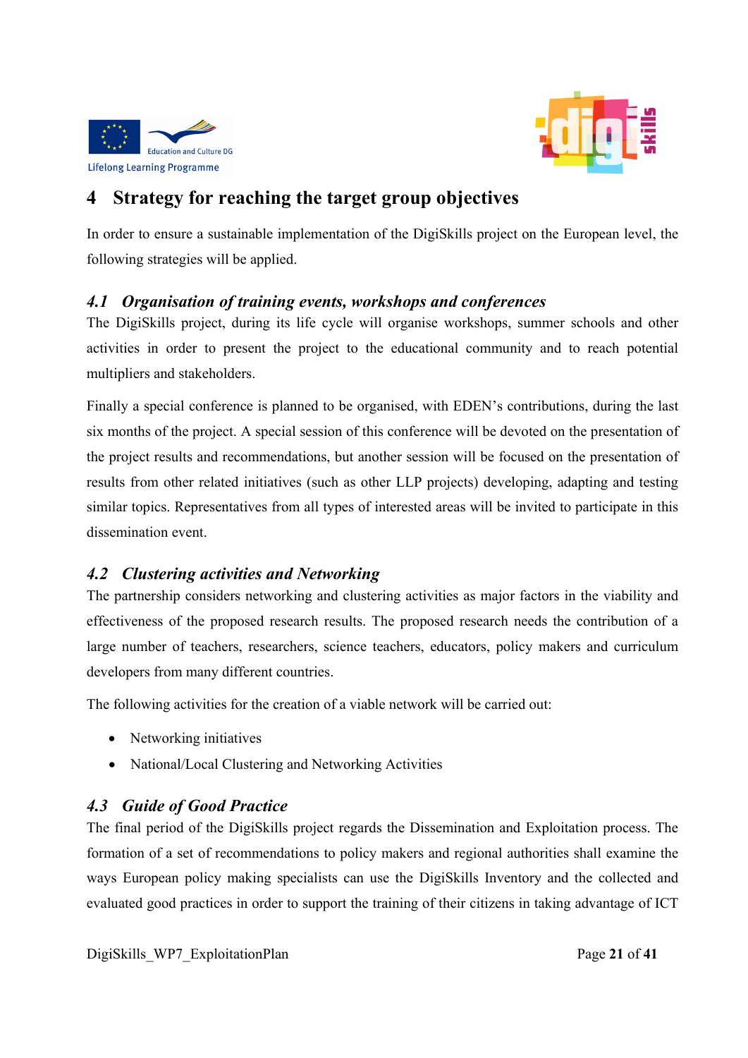# 4 Strategy for reaching the target group objectives

In order to ensure a sustainable implementation of the DigiSkills project on the European level, the following strategies will be applied.

## *4.1 Organisation of training events, workshops and conferences*

The DigiSkills project, during its life cycle will organise workshops, summer schools and other activities in order to present the project to the educational community and to reach potential multipliers and stakeholders.

Finally a special conference is planned to be organised, with EDEN's contributions, during the last six months of the project. A special session of this conference will be devoted on the presentation of the project results and recommendations, but another session will be focused on the presentation of results from other related initiatives (such as other LLP projects) developing, adapting and testing similar topics. Representatives from all types of interested areas will be invited to participate in this dissemination event.

## *4.2 Clustering activities and Networking*

The partnership considers networking and clustering activities as major factors in the viability and effectiveness of the proposed research results. The proposed research needs the contribution of a large number of teachers, researchers, science teachers, educators, policy makers and curriculum developers from many different countries.

The following activities for the creation of a viable network will be carried out:

- Networking initiatives
- National/Local Clustering and Networking Activities

## *4.3 Guide of Good Practice*

The final period of the DigiSkills project regards the Dissemination and Exploitation process. The formation of a set of recommendations to policy makers and regional authorities shall examine the ways European policy making specialists can use the DigiSkills Inventory and the collected and evaluated good practices in order to support the training of their citizens in taking advantage of ICT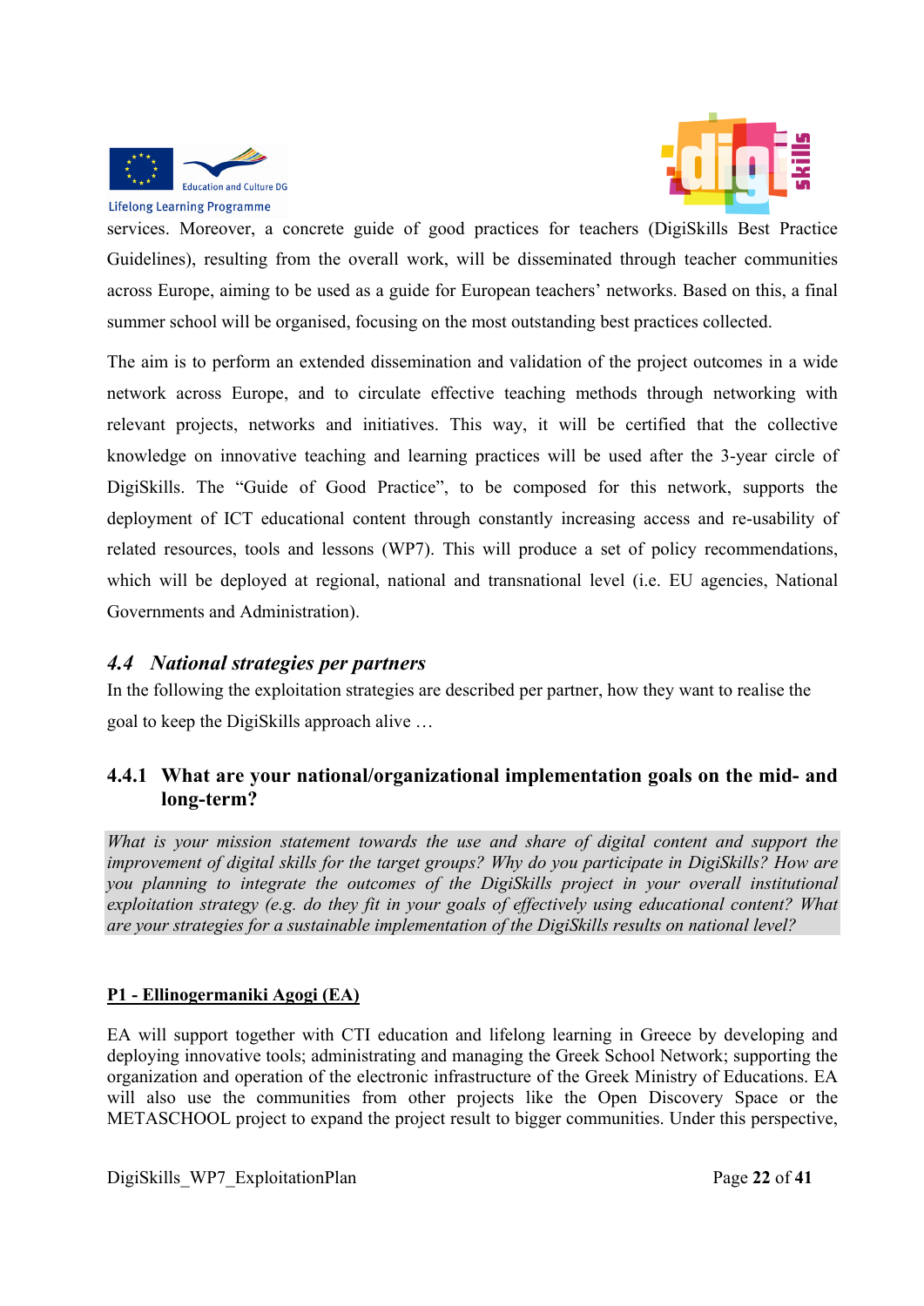services. Moreover, a concrete guide of good practices for teachers (DigiSkills Best Practice Guidelines), resulting from the overall work, will be disseminated through teacher communities across Europe, aiming to be used as a guide for European teachers' networks. Based on this, a final summer school will be organised, focusing on the most outstanding best practices collected.

The aim is to perform an extended dissemination and validation of the project outcomes in a wide network across Europe, and to circulate effective teaching methods through networking with relevant projects, networks and initiatives. This way, it will be certified that the collective knowledge on innovative teaching and learning practices will be used after the 3-year circle of DigiSkills. The "Guide of Good Practice", to be composed for this network, supports the deployment of ICT educational content through constantly increasing access and re-usability of related resources, tools and lessons (WP7). This will produce a set of policy recommendations, which will be deployed at regional, national and transnational level (i.e. EU agencies, National Governments and Administration).

## *4.4 National strategies per partners*

In the following the exploitation strategies are described per partner, how they want to realise the goal to keep the DigiSkills approach alive …

### 4.4.1 What are your national/organizational implementation goals on the mid- and long-term?

*What is your mission statement towards the use and share of digital content and support the improvement of digital skills for the target groups? Why do you participate in DigiSkills? How are you planning to integrate the outcomes of the DigiSkills project in your overall institutional exploitation strategy (e.g. do they fit in your goals of effectively using educational content? What are your strategies for a sustainable implementation of the DigiSkills results on national level?*

**P1 - Ellinogermaniki Agogi (EA)**

EA will support together with CTI education and lifelong learning in Greece by developing and deploying innovative tools; administrating and managing the Greek School Network; supporting the organization and operation of the electronic infrastructure of the Greek Ministry of Educations. EA will also use the communities from other projects like the Open Discovery Space or the METASCHOOL project to expand the project result to bigger communities. Under this perspective,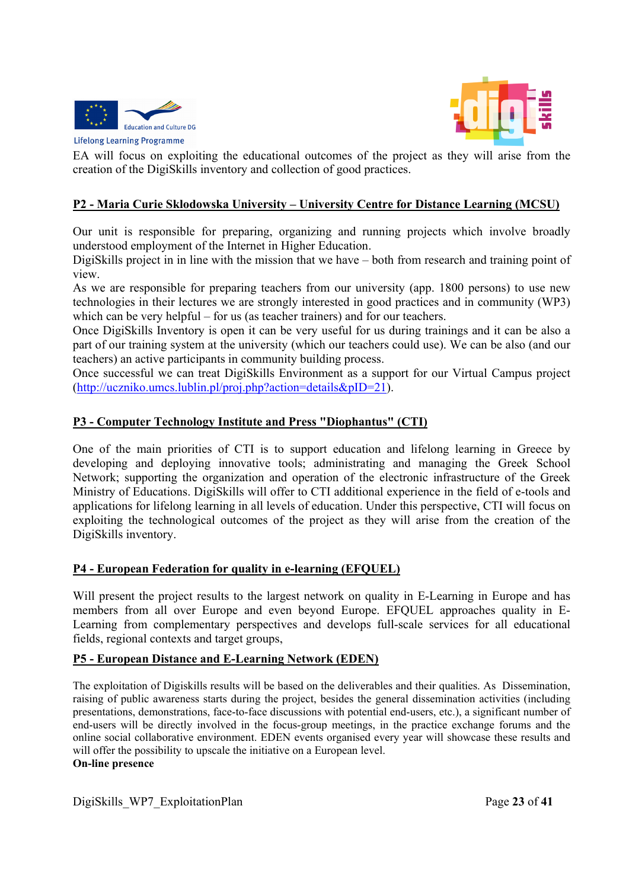EA will focus on exploiting the educational outcomes of the project as they will arise from the creation of the DigiSkills inventory and collection of good practices.

**P2 - Maria Curie Sklodowska University – University Centre for Distance Learning (MCSU)**

Our unit is responsible for preparing, organizing and running projects which involve broadly understood employment of the Internet in Higher Education.
DigiSkills project in in line with the mission that we have – both from research and training point of view.
As we are responsible for preparing teachers from our university (app. 1800 persons) to use new technologies in their lectures we are strongly interested in good practices and in community (WP3) which can be very helpful – for us (as teacher trainers) and for our teachers.
Once DigiSkills Inventory is open it can be very useful for us during trainings and it can be also a part of our training system at the university (which our teachers could use). We can be also (and our teachers) an active participants in community building process.
Once successful we can treat DigiSkills Environment as a support for our Virtual Campus project (http://uczniko.umcs.lublin.pl/proj.php?action=details&pID=21).

**P3 - Computer Technology Institute and Press "Diophantus" (CTI)**

One of the main priorities of CTI is to support education and lifelong learning in Greece by developing and deploying innovative tools; administrating and managing the Greek School Network; supporting the organization and operation of the electronic infrastructure of the Greek Ministry of Educations. DigiSkills will offer to CTI additional experience in the field of e-tools and applications for lifelong learning in all levels of education. Under this perspective, CTI will focus on exploiting the technological outcomes of the project as they will arise from the creation of the DigiSkills inventory.

**P4 - European Federation for quality in e-learning (EFQUEL)**

Will present the project results to the largest network on quality in E-Learning in Europe and has members from all over Europe and even beyond Europe. EFQUEL approaches quality in E-Learning from complementary perspectives and develops full-scale services for all educational fields, regional contexts and target groups,

**P5 - European Distance and E-Learning Network (EDEN)**

The exploitation of Digiskills results will be based on the deliverables and their qualities. As Dissemination, raising of public awareness starts during the project, besides the general dissemination activities (including presentations, demonstrations, face-to-face discussions with potential end-users, etc.), a significant number of end-users will be directly involved in the focus-group meetings, in the practice exchange forums and the online social collaborative environment. EDEN events organised every year will showcase these results and will offer the possibility to upscale the initiative on a European level.

**On-line presence**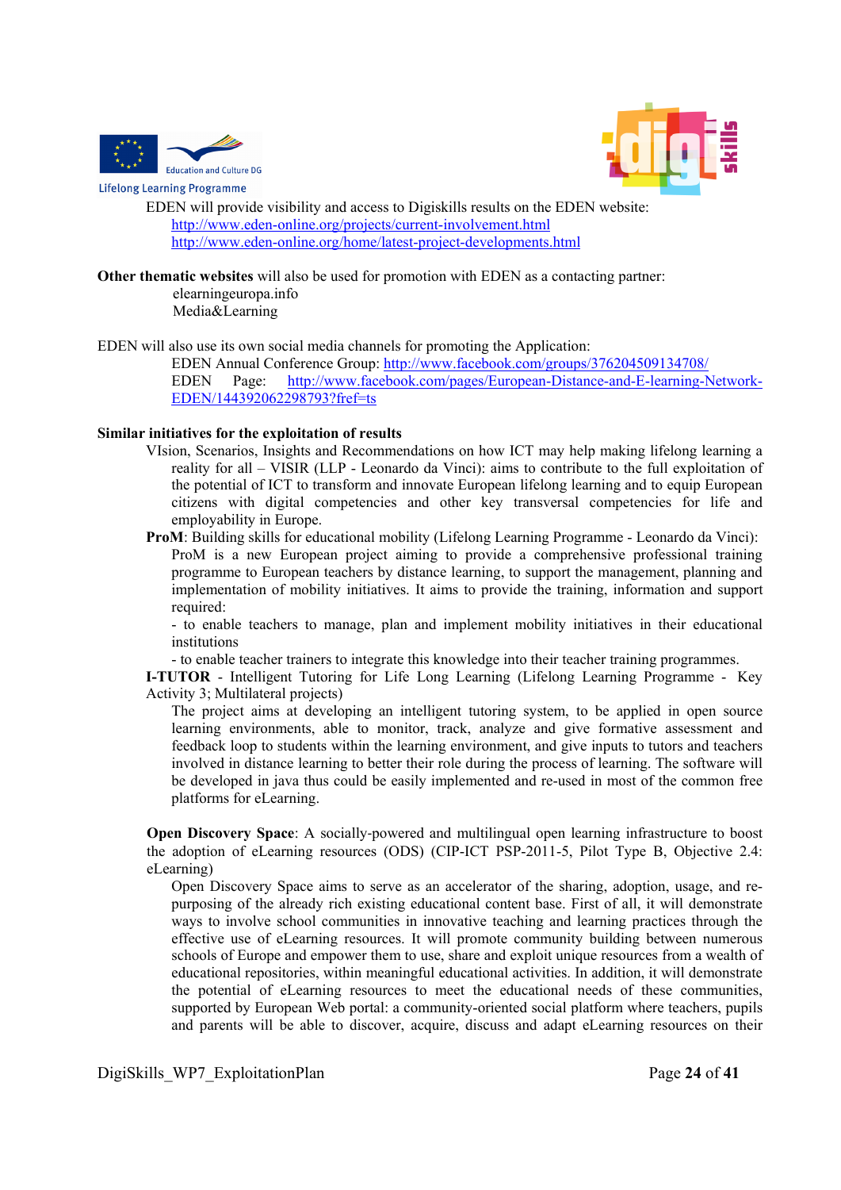EDEN will provide visibility and access to Digiskills results on the EDEN website:

http://www.eden-online.org/projects/current-involvement.html
http://www.eden-online.org/home/latest-project-developments.html

**Other thematic websites** will also be used for promotion with EDEN as a contacting partner:

elearningeuropa.info
Media&Learning

EDEN will also use its own social media channels for promoting the Application:

EDEN Annual Conference Group: http://www.facebook.com/groups/376204509134708/
EDEN Page: http://www.facebook.com/pages/European-Distance-and-E-learning-Network-EDEN/144392062298793?fref=ts

**Similar initiatives for the exploitation of results**

VIsion, Scenarios, Insights and Recommendations on how ICT may help making lifelong learning a reality for all – VISIR (LLP - Leonardo da Vinci): aims to contribute to the full exploitation of the potential of ICT to transform and innovate European lifelong learning and to equip European citizens with digital competencies and other key transversal competencies for life and employability in Europe.

**ProM**: Building skills for educational mobility (Lifelong Learning Programme - Leonardo da Vinci): ProM is a new European project aiming to provide a comprehensive professional training programme to European teachers by distance learning, to support the management, planning and implementation of mobility initiatives. It aims to provide the training, information and support required:

- to enable teachers to manage, plan and implement mobility initiatives in their educational institutions
- to enable teacher trainers to integrate this knowledge into their teacher training programmes.

**I-TUTOR** - Intelligent Tutoring for Life Long Learning (Lifelong Learning Programme - Key Activity 3; Multilateral projects)

The project aims at developing an intelligent tutoring system, to be applied in open source learning environments, able to monitor, track, analyze and give formative assessment and feedback loop to students within the learning environment, and give inputs to tutors and teachers involved in distance learning to better their role during the process of learning. The software will be developed in java thus could be easily implemented and re-used in most of the common free platforms for eLearning.

**Open Discovery Space**: A socially-powered and multilingual open learning infrastructure to boost the adoption of eLearning resources (ODS) (CIP-ICT PSP-2011-5, Pilot Type B, Objective 2.4: eLearning)

Open Discovery Space aims to serve as an accelerator of the sharing, adoption, usage, and re-purposing of the already rich existing educational content base. First of all, it will demonstrate ways to involve school communities in innovative teaching and learning practices through the effective use of eLearning resources. It will promote community building between numerous schools of Europe and empower them to use, share and exploit unique resources from a wealth of educational repositories, within meaningful educational activities. In addition, it will demonstrate the potential of eLearning resources to meet the educational needs of these communities, supported by European Web portal: a community-oriented social platform where teachers, pupils and parents will be able to discover, acquire, discuss and adapt eLearning resources on their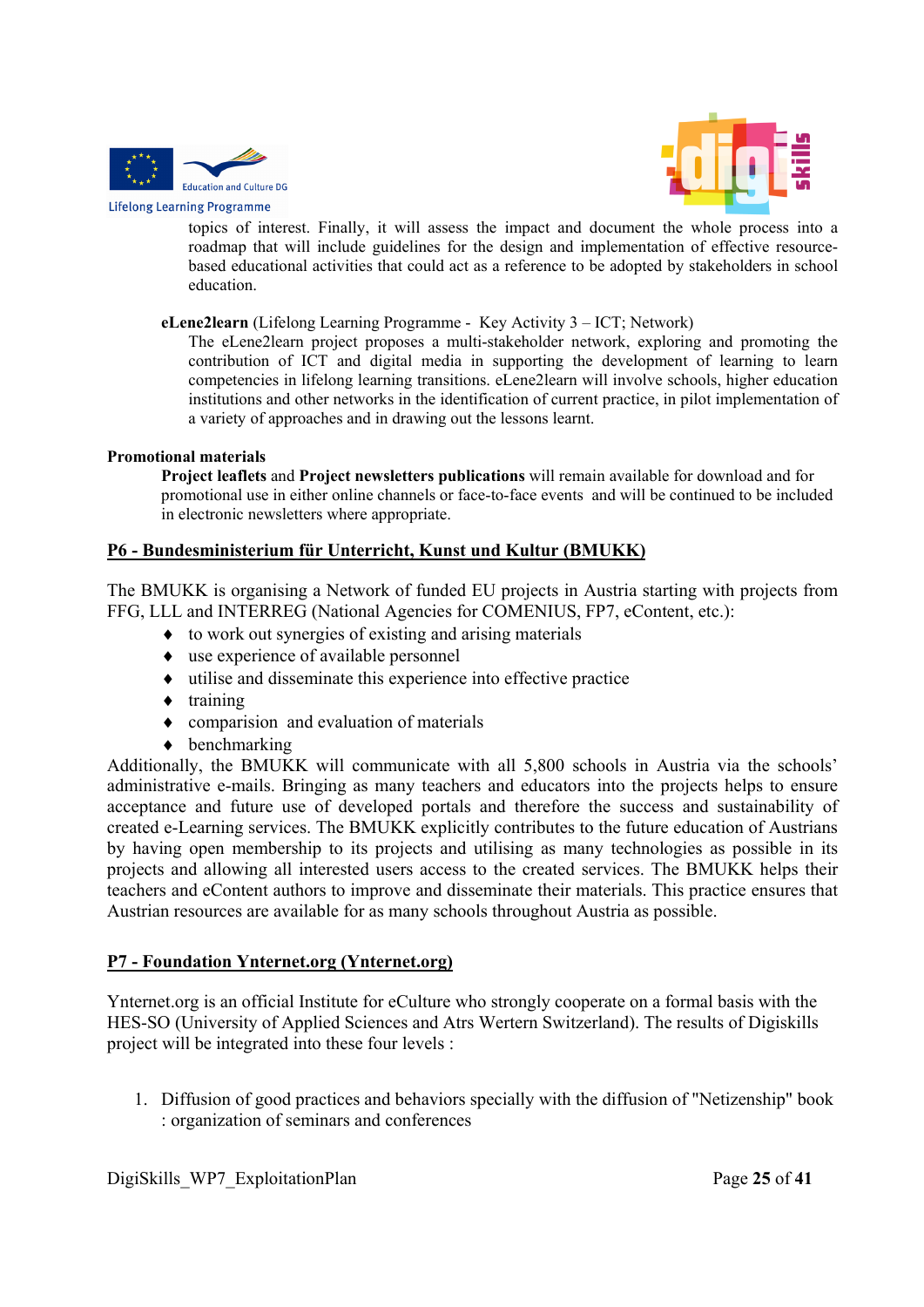topics of interest. Finally, it will assess the impact and document the whole process into a roadmap that will include guidelines for the design and implementation of effective resource-based educational activities that could act as a reference to be adopted by stakeholders in school education.

**eLene2learn** (Lifelong Learning Programme - Key Activity 3 – ICT; Network)

The eLene2learn project proposes a multi-stakeholder network, exploring and promoting the contribution of ICT and digital media in supporting the development of learning to learn competencies in lifelong learning transitions. eLene2learn will involve schools, higher education institutions and other networks in the identification of current practice, in pilot implementation of a variety of approaches and in drawing out the lessons learnt.

**Promotional materials**

**Project leaflets** and **Project newsletters publications** will remain available for download and for promotional use in either online channels or face-to-face events and will be continued to be included in electronic newsletters where appropriate.

## P6 - Bundesministerium für Unterricht, Kunst und Kultur (BMUKK)

The BMUKK is organising a Network of funded EU projects in Austria starting with projects from FFG, LLL and INTERREG (National Agencies for COMENIUS, FP7, eContent, etc.):

- to work out synergies of existing and arising materials
- use experience of available personnel
- utilise and disseminate this experience into effective practice
- training
- comparision and evaluation of materials
- benchmarking

Additionally, the BMUKK will communicate with all 5,800 schools in Austria via the schools' administrative e-mails. Bringing as many teachers and educators into the projects helps to ensure acceptance and future use of developed portals and therefore the success and sustainability of created e-Learning services. The BMUKK explicitly contributes to the future education of Austrians by having open membership to its projects and utilising as many technologies as possible in its projects and allowing all interested users access to the created services. The BMUKK helps their teachers and eContent authors to improve and disseminate their materials. This practice ensures that Austrian resources are available for as many schools throughout Austria as possible.

## P7 - Foundation Ynternet.org (Ynternet.org)

Ynternet.org is an official Institute for eCulture who strongly cooperate on a formal basis with the HES-SO (University of Applied Sciences and Atrs Wertern Switzerland). The results of Digiskills project will be integrated into these four levels :

1. Diffusion of good practices and behaviors specially with the diffusion of "Netizenship" book : organization of seminars and conferences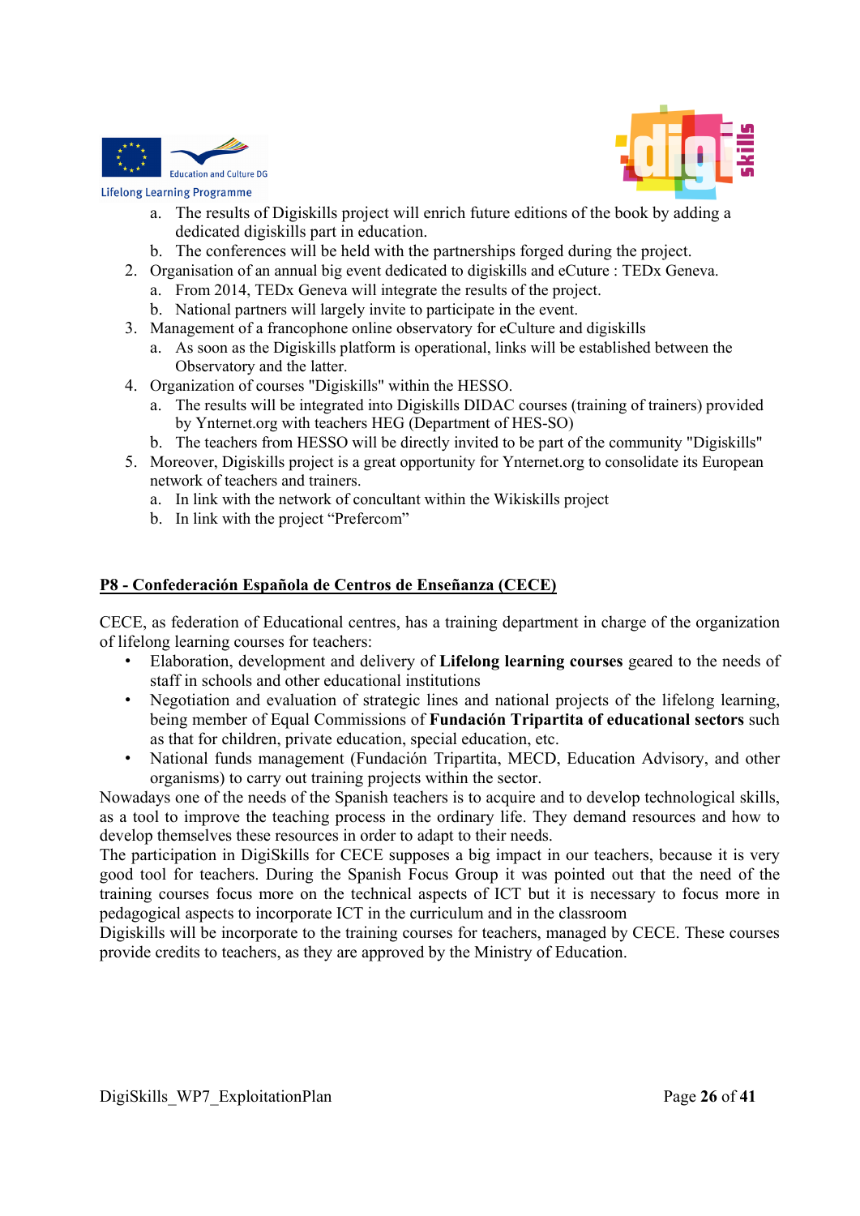a. The results of Digiskills project will enrich future editions of the book by adding a dedicated digiskills part in education.
   b. The conferences will be held with the partnerships forged during the project.

2. Organisation of an annual big event dedicated to digiskills and eCuture : TEDx Geneva.
   a. From 2014, TEDx Geneva will integrate the results of the project.
   b. National partners will largely invite to participate in the event.
3. Management of a francophone online observatory for eCulture and digiskills
   a. As soon as the Digiskills platform is operational, links will be established between the Observatory and the latter.
4. Organization of courses "Digiskills" within the HESSO.
   a. The results will be integrated into Digiskills DIDAC courses (training of trainers) provided by Ynternet.org with teachers HEG (Department of HES-SO)
   b. The teachers from HESSO will be directly invited to be part of the community "Digiskills"
5. Moreover, Digiskills project is a great opportunity for Ynternet.org to consolidate its European network of teachers and trainers.
   a. In link with the network of concultant within the Wikiskills project
   b. In link with the project "Prefercom"

## P8 - Confederación Española de Centros de Enseñanza (CECE)

CECE, as federation of Educational centres, has a training department in charge of the organization of lifelong learning courses for teachers:

- Elaboration, development and delivery of **Lifelong learning courses** geared to the needs of staff in schools and other educational institutions
- Negotiation and evaluation of strategic lines and national projects of the lifelong learning, being member of Equal Commissions of **Fundación Tripartita of educational sectors** such as that for children, private education, special education, etc.
- National funds management (Fundación Tripartita, MECD, Education Advisory, and other organisms) to carry out training projects within the sector.

Nowadays one of the needs of the Spanish teachers is to acquire and to develop technological skills, as a tool to improve the teaching process in the ordinary life. They demand resources and how to develop themselves these resources in order to adapt to their needs.

The participation in DigiSkills for CECE supposes a big impact in our teachers, because it is very good tool for teachers. During the Spanish Focus Group it was pointed out that the need of the training courses focus more on the technical aspects of ICT but it is necessary to focus more in pedagogical aspects to incorporate ICT in the curriculum and in the classroom

Digiskills will be incorporate to the training courses for teachers, managed by CECE. These courses provide credits to teachers, as they are approved by the Ministry of Education.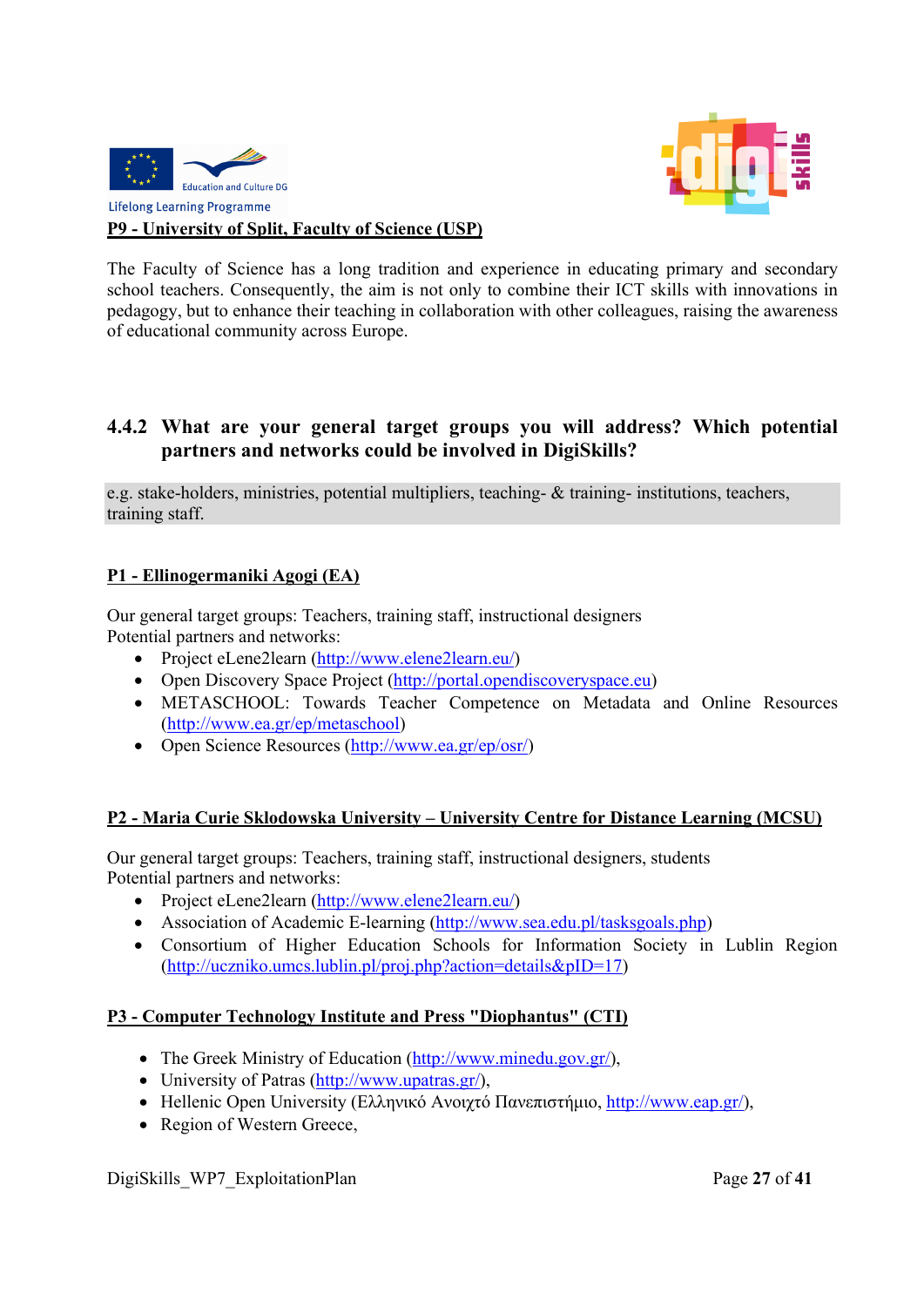**P9 - University of Split, Faculty of Science (USP)**

The Faculty of Science has a long tradition and experience in educating primary and secondary school teachers. Consequently, the aim is not only to combine their ICT skills with innovations in pedagogy, but to enhance their teaching in collaboration with other colleagues, raising the awareness of educational community across Europe.

### 4.4.2 What are your general target groups you will address? Which potential partners and networks could be involved in DigiSkills?

e.g. stake-holders, ministries, potential multipliers, teaching- & training- institutions, teachers, training staff.

**P1 - Ellinogermaniki Agogi (EA)**

Our general target groups: Teachers, training staff, instructional designers
Potential partners and networks:

- Project eLene2learn (http://www.elene2learn.eu/)
- Open Discovery Space Project (http://portal.opendiscoveryspace.eu)
- METASCHOOL: Towards Teacher Competence on Metadata and Online Resources (http://www.ea.gr/ep/metaschool)
- Open Science Resources (http://www.ea.gr/ep/osr/)

**P2 - Maria Curie Sklodowska University – University Centre for Distance Learning (MCSU)**

Our general target groups: Teachers, training staff, instructional designers, students
Potential partners and networks:

- Project eLene2learn (http://www.elene2learn.eu/)
- Association of Academic E-learning (http://www.sea.edu.pl/tasksgoals.php)
- Consortium of Higher Education Schools for Information Society in Lublin Region (http://uczniko.umcs.lublin.pl/proj.php?action=details&pID=17)

**P3 - Computer Technology Institute and Press "Diophantus" (CTI)**

- The Greek Ministry of Education (http://www.minedu.gov.gr/),
- University of Patras (http://www.upatras.gr/),
- Hellenic Open University (Ελληνικό Ανοιχτό Πανεπιστήμιο, http://www.eap.gr/),
- Region of Western Greece,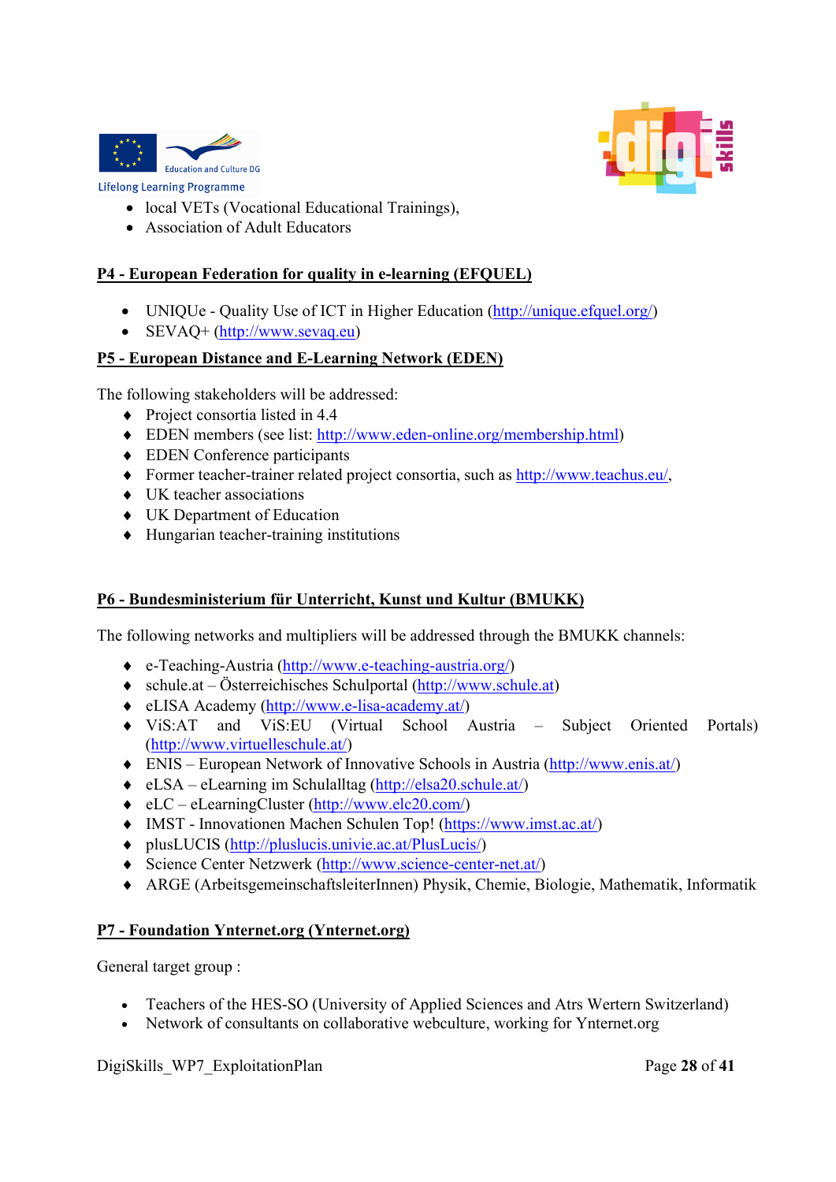- local VETs (Vocational Educational Trainings),
- Association of Adult Educators

## P4 - European Federation for quality in e-learning (EFQUEL)

- UNIQUe - Quality Use of ICT in Higher Education (http://unique.efquel.org/)
- SEVAQ+ (http://www.sevaq.eu)

## P5 - European Distance and E-Learning Network (EDEN)

The following stakeholders will be addressed:

- Project consortia listed in 4.4
- EDEN members (see list: http://www.eden-online.org/membership.html)
- EDEN Conference participants
- Former teacher-trainer related project consortia, such as http://www.teachus.eu/,
- UK teacher associations
- UK Department of Education
- Hungarian teacher-training institutions

## P6 - Bundesministerium für Unterricht, Kunst und Kultur (BMUKK)

The following networks and multipliers will be addressed through the BMUKK channels:

- e-Teaching-Austria (http://www.e-teaching-austria.org/)
- schule.at – Österreichisches Schulportal (http://www.schule.at)
- eLISA Academy (http://www.e-lisa-academy.at/)
- ViS:AT and ViS:EU (Virtual School Austria – Subject Oriented Portals) (http://www.virtuelleschule.at/)
- ENIS – European Network of Innovative Schools in Austria (http://www.enis.at/)
- eLSA – eLearning im Schulalltag (http://elsa20.schule.at/)
- eLC – eLearningCluster (http://www.elc20.com/)
- IMST - Innovationen Machen Schulen Top! (https://www.imst.ac.at/)
- plusLUCIS (http://pluslucis.univie.ac.at/PlusLucis/)
- Science Center Netzwerk (http://www.science-center-net.at/)
- ARGE (ArbeitsgemeinschaftsleiterInnen) Physik, Chemie, Biologie, Mathematik, Informatik

## P7 - Foundation Ynternet.org (Ynternet.org)

General target group :

- Teachers of the HES-SO (University of Applied Sciences and Atrs Wertern Switzerland)
- Network of consultants on collaborative webculture, working for Ynternet.org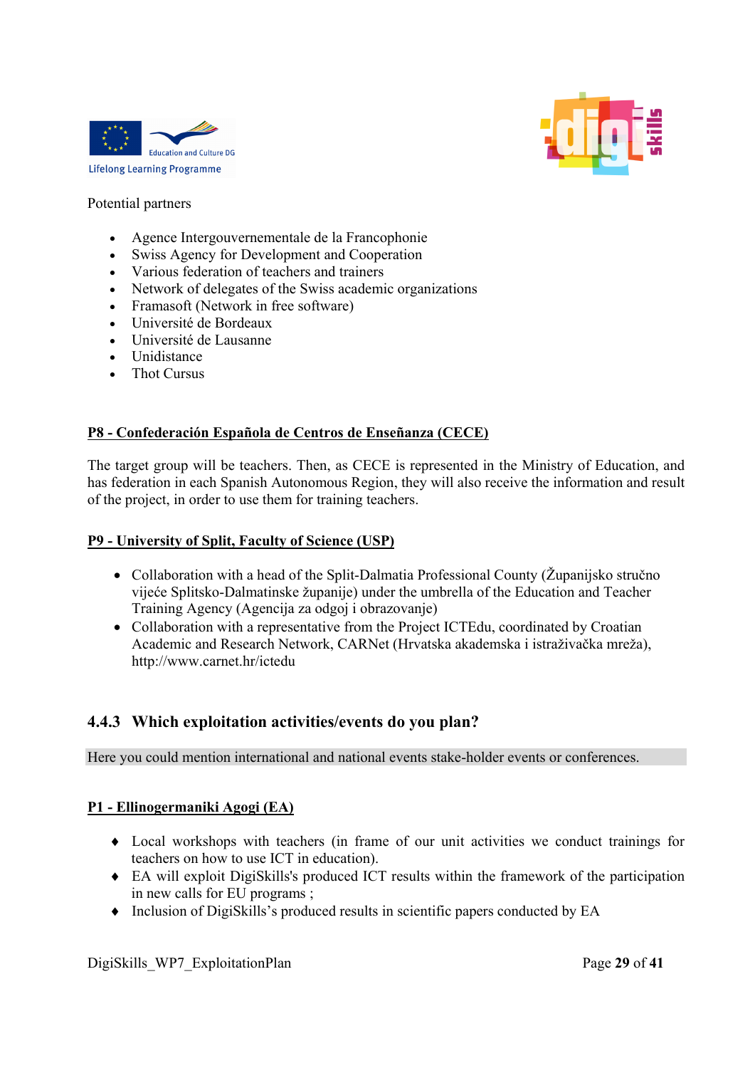Potential partners

- Agence Intergouvernementale de la Francophonie
- Swiss Agency for Development and Cooperation
- Various federation of teachers and trainers
- Network of delegates of the Swiss academic organizations
- Framasoft (Network in free software)
- Université de Bordeaux
- Université de Lausanne
- Unidistance
- Thot Cursus

**P8 - Confederación Española de Centros de Enseñanza (CECE)**

The target group will be teachers. Then, as CECE is represented in the Ministry of Education, and has federation in each Spanish Autonomous Region, they will also receive the information and result of the project, in order to use them for training teachers.

**P9 - University of Split, Faculty of Science (USP)**

- Collaboration with a head of the Split-Dalmatia Professional County (Županijsko stručno vijeće Splitsko-Dalmatinske županije) under the umbrella of the Education and Teacher Training Agency (Agencija za odgoj i obrazovanje)
- Collaboration with a representative from the Project ICTEdu, coordinated by Croatian Academic and Research Network, CARNet (Hrvatska akademska i istraživačka mreža), http://www.carnet.hr/ictedu

### 4.4.3 Which exploitation activities/events do you plan?

Here you could mention international and national events stake-holder events or conferences.

**P1 - Ellinogermaniki Agogi (EA)**

- Local workshops with teachers (in frame of our unit activities we conduct trainings for teachers on how to use ICT in education).
- EA will exploit DigiSkills's produced ICT results within the framework of the participation in new calls for EU programs ;
- Inclusion of DigiSkills's produced results in scientific papers conducted by EA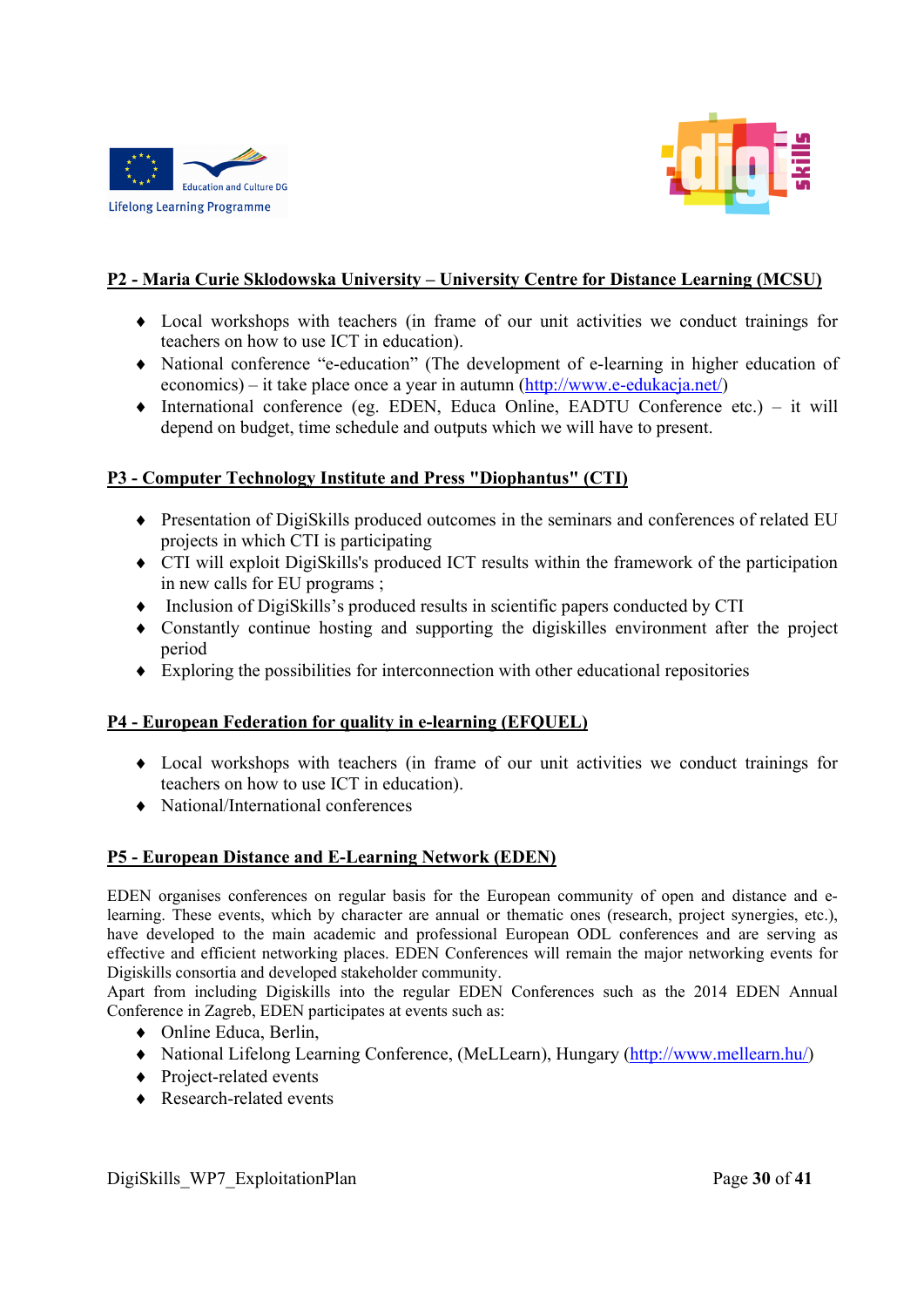**P2 - Maria Curie Sklodowska University – University Centre for Distance Learning (MCSU)**

- Local workshops with teachers (in frame of our unit activities we conduct trainings for teachers on how to use ICT in education).
- National conference "e-education" (The development of e-learning in higher education of economics) – it take place once a year in autumn (http://www.e-edukacja.net/)
- International conference (eg. EDEN, Educa Online, EADTU Conference etc.) – it will depend on budget, time schedule and outputs which we will have to present.

**P3 - Computer Technology Institute and Press "Diophantus" (CTI)**

- Presentation of DigiSkills produced outcomes in the seminars and conferences of related EU projects in which CTI is participating
- CTI will exploit DigiSkills's produced ICT results within the framework of the participation in new calls for EU programs ;
- Inclusion of DigiSkills's produced results in scientific papers conducted by CTI
- Constantly continue hosting and supporting the digiskilles environment after the project period
- Exploring the possibilities for interconnection with other educational repositories

**P4 - European Federation for quality in e-learning (EFQUEL)**

- Local workshops with teachers (in frame of our unit activities we conduct trainings for teachers on how to use ICT in education).
- National/International conferences

**P5 - European Distance and E-Learning Network (EDEN)**

EDEN organises conferences on regular basis for the European community of open and distance and e-learning. These events, which by character are annual or thematic ones (research, project synergies, etc.), have developed to the main academic and professional European ODL conferences and are serving as effective and efficient networking places. EDEN Conferences will remain the major networking events for Digiskills consortia and developed stakeholder community.
Apart from including Digiskills into the regular EDEN Conferences such as the 2014 EDEN Annual Conference in Zagreb, EDEN participates at events such as:

- Online Educa, Berlin,
- National Lifelong Learning Conference, (MeLLearn), Hungary (http://www.mellearn.hu/)
- Project-related events
- Research-related events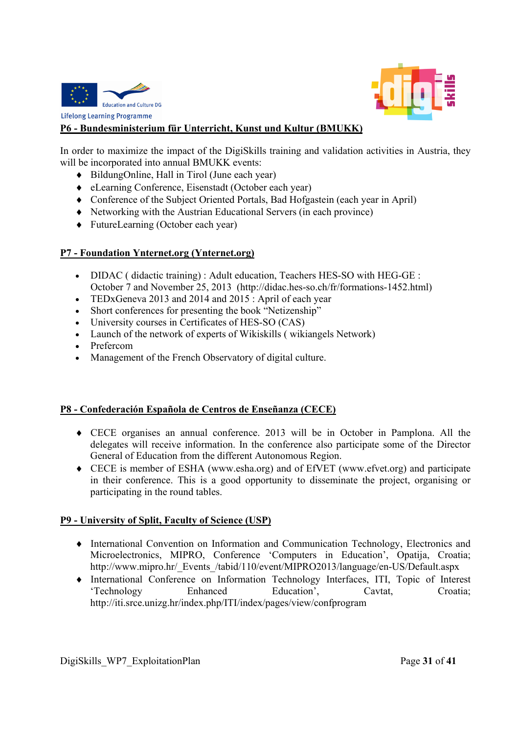**P6 - Bundesministerium für Unterricht, Kunst und Kultur (BMUKK)**

In order to maximize the impact of the DigiSkills training and validation activities in Austria, they will be incorporated into annual BMUKK events:

- BildungOnline, Hall in Tirol (June each year)
- eLearning Conference, Eisenstadt (October each year)
- Conference of the Subject Oriented Portals, Bad Hofgastein (each year in April)
- Networking with the Austrian Educational Servers (in each province)
- FutureLearning (October each year)

**P7 - Foundation Ynternet.org (Ynternet.org)**

- DIDAC ( didactic training) : Adult education, Teachers HES-SO with HEG-GE : October 7 and November 25, 2013 (http://didac.hes-so.ch/fr/formations-1452.html)
- TEDxGeneva 2013 and 2014 and 2015 : April of each year
- Short conferences for presenting the book "Netizenship"
- University courses in Certificates of HES-SO (CAS)
- Launch of the network of experts of Wikiskills ( wikiangels Network)
- Prefercom
- Management of the French Observatory of digital culture.

**P8 - Confederación Española de Centros de Enseñanza (CECE)**

- CECE organises an annual conference. 2013 will be in October in Pamplona. All the delegates will receive information. In the conference also participate some of the Director General of Education from the different Autonomous Region.
- CECE is member of ESHA (www.esha.org) and of EfVET (www.efvet.org) and participate in their conference. This is a good opportunity to disseminate the project, organising or participating in the round tables.

**P9 - University of Split, Faculty of Science (USP)**

- International Convention on Information and Communication Technology, Electronics and Microelectronics, MIPRO, Conference 'Computers in Education', Opatija, Croatia; http://www.mipro.hr/_Events_/tabid/110/event/MIPRO2013/language/en-US/Default.aspx
- International Conference on Information Technology Interfaces, ITI, Topic of Interest 'Technology Enhanced Education', Cavtat, Croatia; http://iti.srce.unizg.hr/index.php/ITI/index/pages/view/confprogram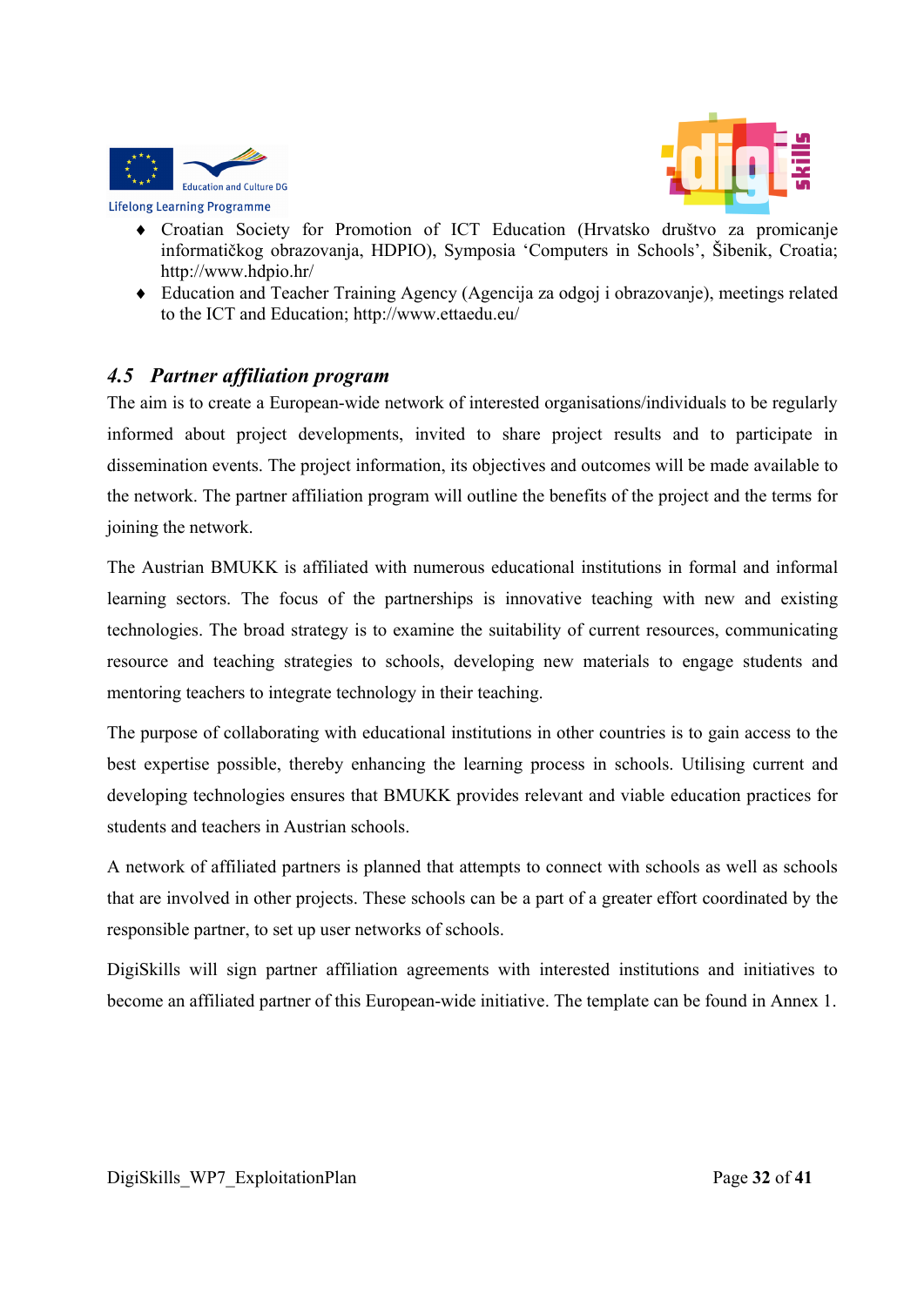- Croatian Society for Promotion of ICT Education (Hrvatsko društvo za promicanje informatičkog obrazovanja, HDPIO), Symposia 'Computers in Schools', Šibenik, Croatia; http://www.hdpio.hr/
- Education and Teacher Training Agency (Agencija za odgoj i obrazovanje), meetings related to the ICT and Education; http://www.ettaedu.eu/

## *4.5 Partner affiliation program*

The aim is to create a European-wide network of interested organisations/individuals to be regularly informed about project developments, invited to share project results and to participate in dissemination events. The project information, its objectives and outcomes will be made available to the network. The partner affiliation program will outline the benefits of the project and the terms for joining the network.

The Austrian BMUKK is affiliated with numerous educational institutions in formal and informal learning sectors. The focus of the partnerships is innovative teaching with new and existing technologies. The broad strategy is to examine the suitability of current resources, communicating resource and teaching strategies to schools, developing new materials to engage students and mentoring teachers to integrate technology in their teaching.

The purpose of collaborating with educational institutions in other countries is to gain access to the best expertise possible, thereby enhancing the learning process in schools. Utilising current and developing technologies ensures that BMUKK provides relevant and viable education practices for students and teachers in Austrian schools.

A network of affiliated partners is planned that attempts to connect with schools as well as schools that are involved in other projects. These schools can be a part of a greater effort coordinated by the responsible partner, to set up user networks of schools.

DigiSkills will sign partner affiliation agreements with interested institutions and initiatives to become an affiliated partner of this European-wide initiative. The template can be found in Annex 1.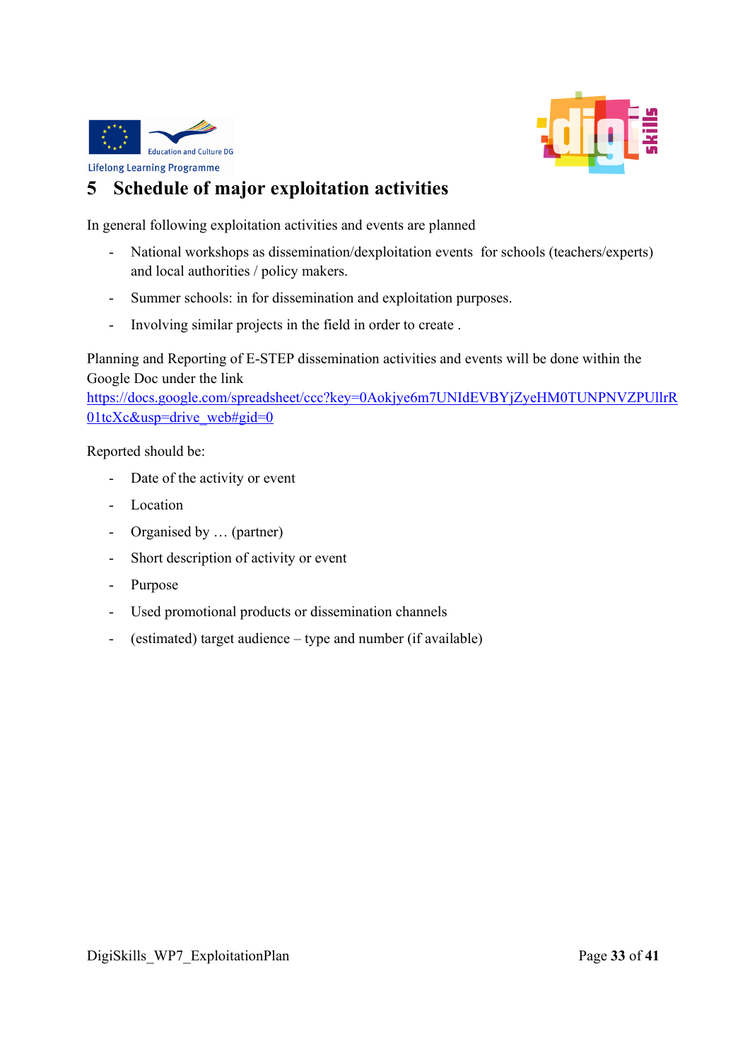# 5 Schedule of major exploitation activities

In general following exploitation activities and events are planned

- National workshops as dissemination/dexploitation events  for schools (teachers/experts) and local authorities / policy makers.
- Summer schools: in for dissemination and exploitation purposes.
- Involving similar projects in the field in order to create .

Planning and Reporting of E-STEP dissemination activities and events will be done within the Google Doc under the link https://docs.google.com/spreadsheet/ccc?key=0Aokjye6m7UNIdEVBYjZyeHM0TUNPNVZPUllrR01tcXc&usp=drive_web#gid=0

Reported should be:

- Date of the activity or event
- Location
- Organised by … (partner)
- Short description of activity or event
- Purpose
- Used promotional products or dissemination channels
- (estimated) target audience – type and number (if available)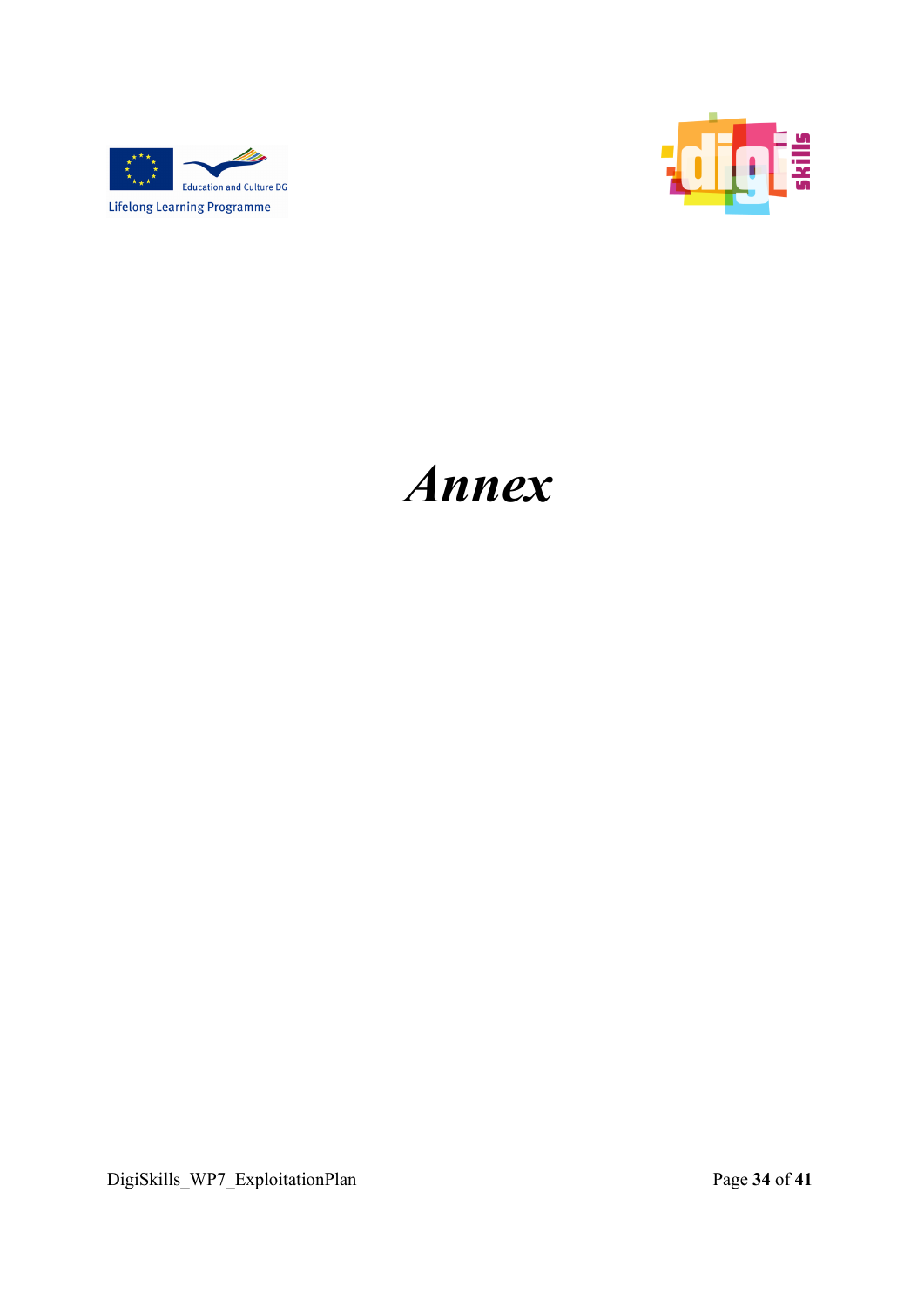# *Annex*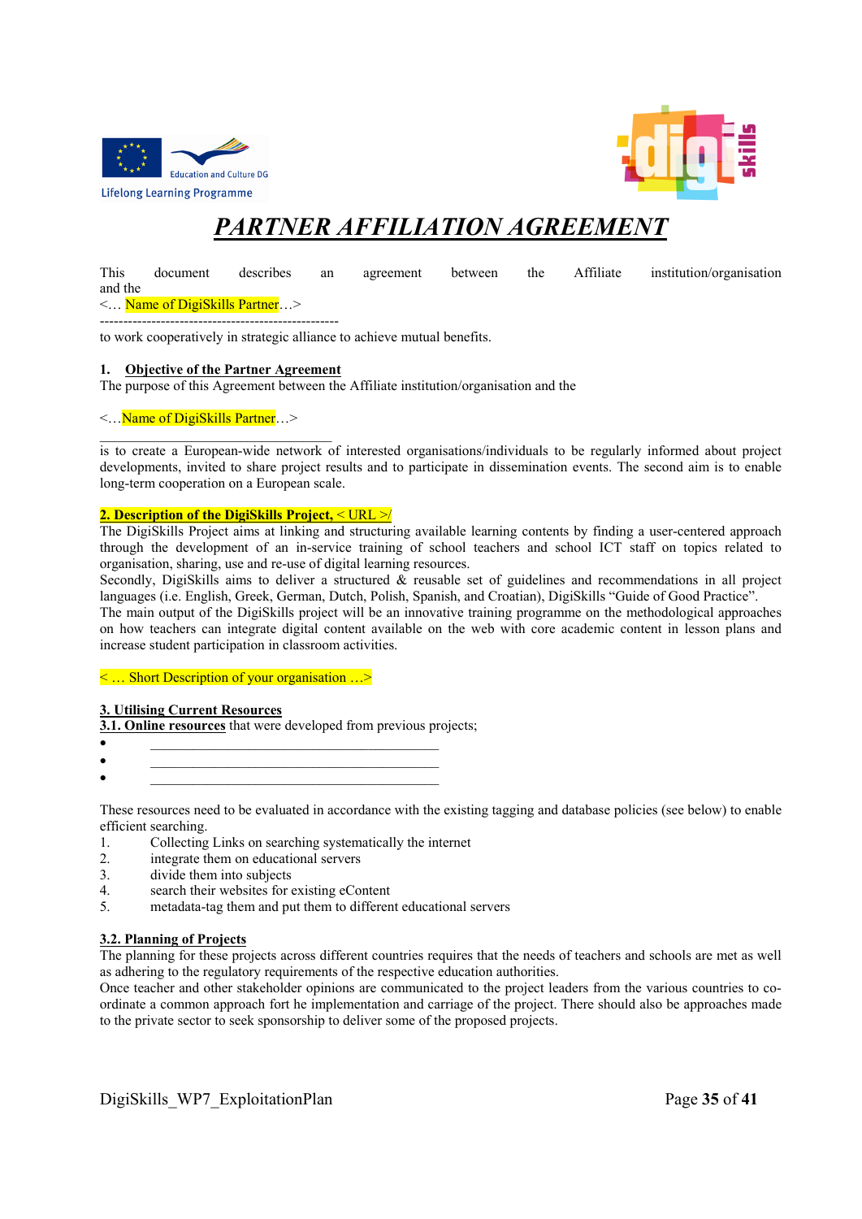// PARTNER AFFILIATION AGREEMENT

# ***PARTNER AFFILIATION AGREEMENT***

This document describes an agreement between the Affiliate institution/organisation and the
<… Name of DigiSkills Partner…>
----------------------------------------------------
to work cooperatively in strategic alliance to achieve mutual benefits.

**1. Objective of the Partner Agreement**

The purpose of this Agreement between the Affiliate institution/organisation and the

<…Name of DigiSkills Partner…>
______________________________
is to create a European-wide network of interested organisations/individuals to be regularly informed about project developments, invited to share project results and to participate in dissemination events. The second aim is to enable long-term cooperation on a European scale.

**2. Description of the DigiSkills Project,** < URL >/

The DigiSkills Project aims at linking and structuring available learning contents by finding a user-centered approach through the development of an in-service training of school teachers and school ICT staff on topics related to organisation, sharing, use and re-use of digital learning resources.
Secondly, DigiSkills aims to deliver a structured & reusable set of guidelines and recommendations in all project languages (i.e. English, Greek, German, Dutch, Polish, Spanish, and Croatian), DigiSkills "Guide of Good Practice".
The main output of the DigiSkills project will be an innovative training programme on the methodological approaches on how teachers can integrate digital content available on the web with core academic content in lesson plans and increase student participation in classroom activities.

< … Short Description of your organisation …>

**3. Utilising Current Resources**

**3.1. Online resources** that were developed from previous projects;

- ________________________________________
- ________________________________________
- ________________________________________

These resources need to be evaluated in accordance with the existing tagging and database policies (see below) to enable efficient searching.

1. Collecting Links on searching systematically the internet
2. integrate them on educational servers
3. divide them into subjects
4. search their websites for existing eContent
5. metadata-tag them and put them to different educational servers

**3.2. Planning of Projects**

The planning for these projects across different countries requires that the needs of teachers and schools are met as well as adhering to the regulatory requirements of the respective education authorities.
Once teacher and other stakeholder opinions are communicated to the project leaders from the various countries to co-ordinate a common approach fort he implementation and carriage of the project. There should also be approaches made to the private sector to seek sponsorship to deliver some of the proposed projects.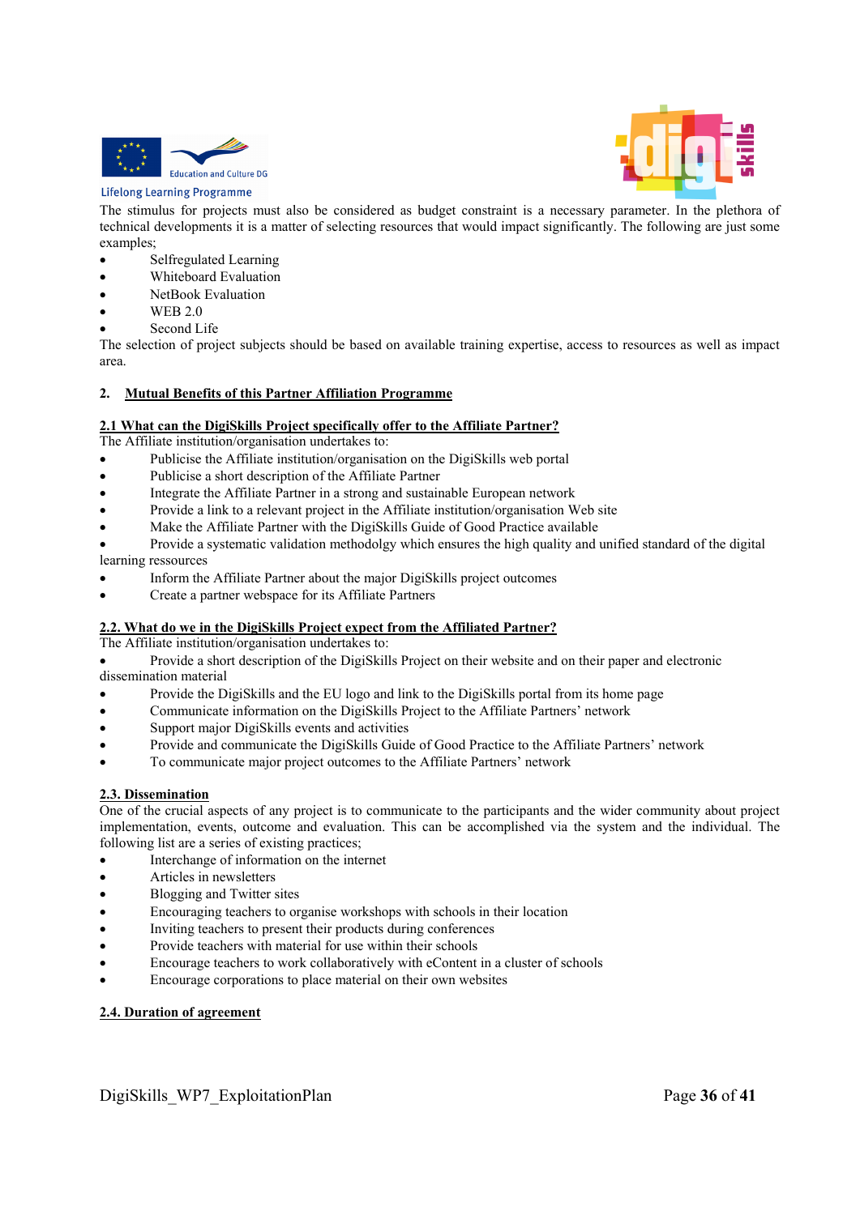The stimulus for projects must also be considered as budget constraint is a necessary parameter. In the plethora of technical developments it is a matter of selecting resources that would impact significantly. The following are just some examples;

- Selfregulated Learning
- Whiteboard Evaluation
- NetBook Evaluation
- WEB 2.0
- Second Life

The selection of project subjects should be based on available training expertise, access to resources as well as impact area.

## 2. Mutual Benefits of this Partner Affiliation Programme

### 2.1 What can the DigiSkills Project specifically offer to the Affiliate Partner?

The Affiliate institution/organisation undertakes to:

- Publicise the Affiliate institution/organisation on the DigiSkills web portal
- Publicise a short description of the Affiliate Partner
- Integrate the Affiliate Partner in a strong and sustainable European network
- Provide a link to a relevant project in the Affiliate institution/organisation Web site
- Make the Affiliate Partner with the DigiSkills Guide of Good Practice available
- Provide a systematic validation methodolgy which ensures the high quality and unified standard of the digital learning ressources
- Inform the Affiliate Partner about the major DigiSkills project outcomes
- Create a partner webspace for its Affiliate Partners

### 2.2. What do we in the DigiSkills Project expect from the Affiliated Partner?

The Affiliate institution/organisation undertakes to:

- Provide a short description of the DigiSkills Project on their website and on their paper and electronic dissemination material
- Provide the DigiSkills and the EU logo and link to the DigiSkills portal from its home page
- Communicate information on the DigiSkills Project to the Affiliate Partners' network
- Support major DigiSkills events and activities
- Provide and communicate the DigiSkills Guide of Good Practice to the Affiliate Partners' network
- To communicate major project outcomes to the Affiliate Partners' network

### 2.3. Dissemination

One of the crucial aspects of any project is to communicate to the participants and the wider community about project implementation, events, outcome and evaluation. This can be accomplished via the system and the individual. The following list are a series of existing practices;

- Interchange of information on the internet
- Articles in newsletters
- Blogging and Twitter sites
- Encouraging teachers to organise workshops with schools in their location
- Inviting teachers to present their products during conferences
- Provide teachers with material for use within their schools
- Encourage teachers to work collaboratively with eContent in a cluster of schools
- Encourage corporations to place material on their own websites

### 2.4. Duration of agreement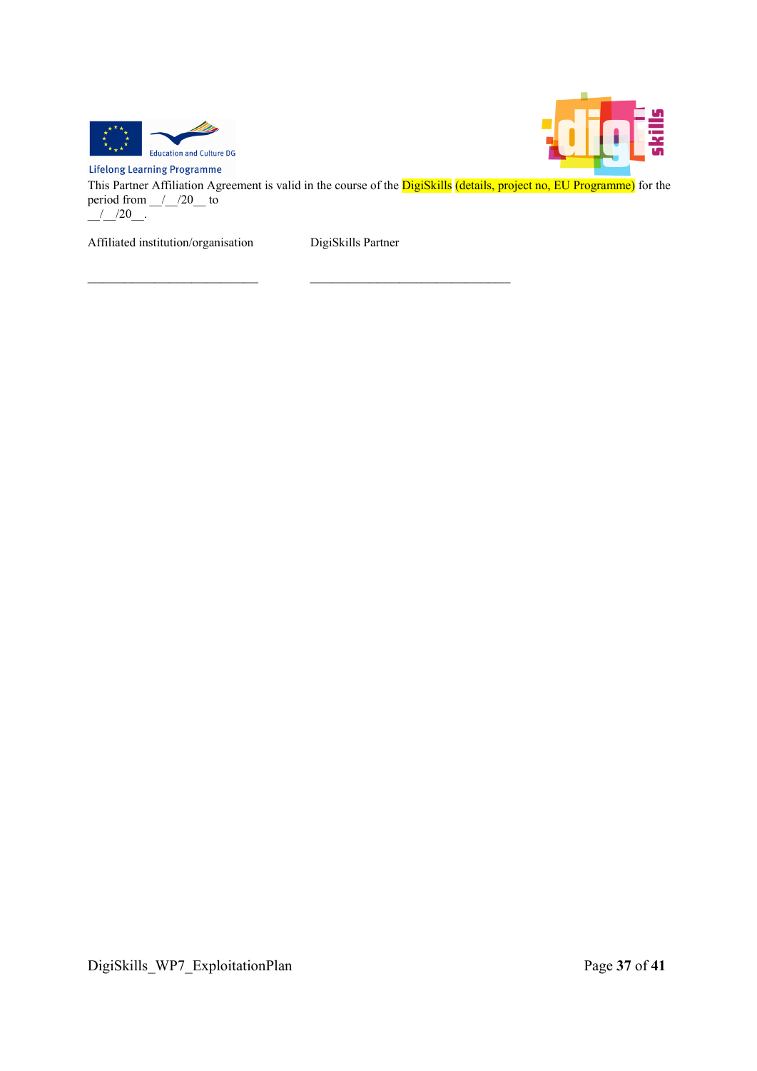This Partner Affiliation Agreement is valid in the course of the DigiSkills (details, project no, EU Programme) for the period from __/__/20__ to __/__/20__.

Affiliated institution/organisation DigiSkills Partner

___________________________ ________________________________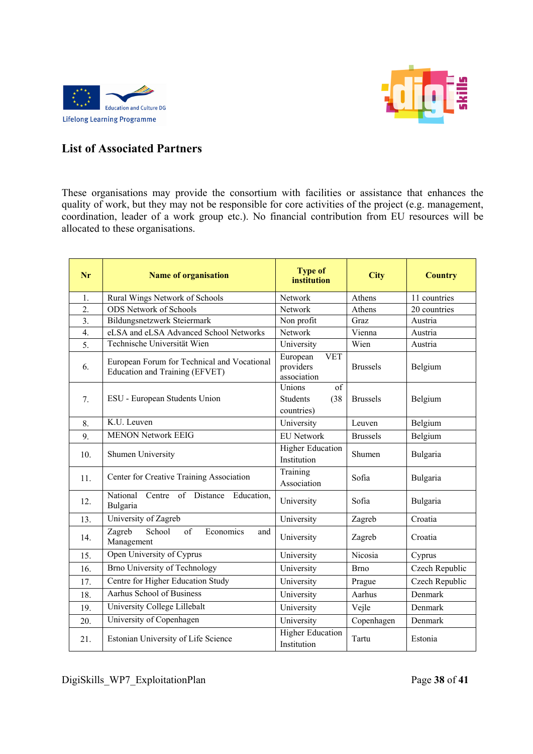## List of Associated Partners

These organisations may provide the consortium with facilities or assistance that enhances the quality of work, but they may not be responsible for core activities of the project (e.g. management, coordination, leader of a work group etc.). No financial contribution from EU resources will be allocated to these organisations.

| Nr | Name of organisation | Type of institution | City | Country |
|---|---|---|---|---|
| 1. | Rural Wings Network of Schools | Network | Athens | 11 countries |
| 2. | ODS Network of Schools | Network | Athens | 20 countries |
| 3. | Bildungsnetzwerk Steiermark | Non profit | Graz | Austria |
| 4. | eLSA and eLSA Advanced School Networks | Network | Vienna | Austria |
| 5. | Technische Universität Wien | University | Wien | Austria |
| 6. | European Forum for Technical and Vocational Education and Training (EFVET) | European VET providers association | Brussels | Belgium |
| 7. | ESU - European Students Union | Unions of Students (38 countries) | Brussels | Belgium |
| 8. | K.U. Leuven | University | Leuven | Belgium |
| 9. | MENON Network EEIG | EU Network | Brussels | Belgium |
| 10. | Shumen University | Higher Education Institution | Shumen | Bulgaria |
| 11. | Center for Creative Training Association | Training Association | Sofia | Bulgaria |
| 12. | National Centre of Distance Education, Bulgaria | University | Sofia | Bulgaria |
| 13. | University of Zagreb | University | Zagreb | Croatia |
| 14. | Zagreb School of Economics and Management | University | Zagreb | Croatia |
| 15. | Open University of Cyprus | University | Nicosia | Cyprus |
| 16. | Brno University of Technology | University | Brno | Czech Republic |
| 17. | Centre for Higher Education Study | University | Prague | Czech Republic |
| 18. | Aarhus School of Business | University | Aarhus | Denmark |
| 19. | University College Lillebalt | University | Vejle | Denmark |
| 20. | University of Copenhagen | University | Copenhagen | Denmark |
| 21. | Estonian University of Life Science | Higher Education Institution | Tartu | Estonia |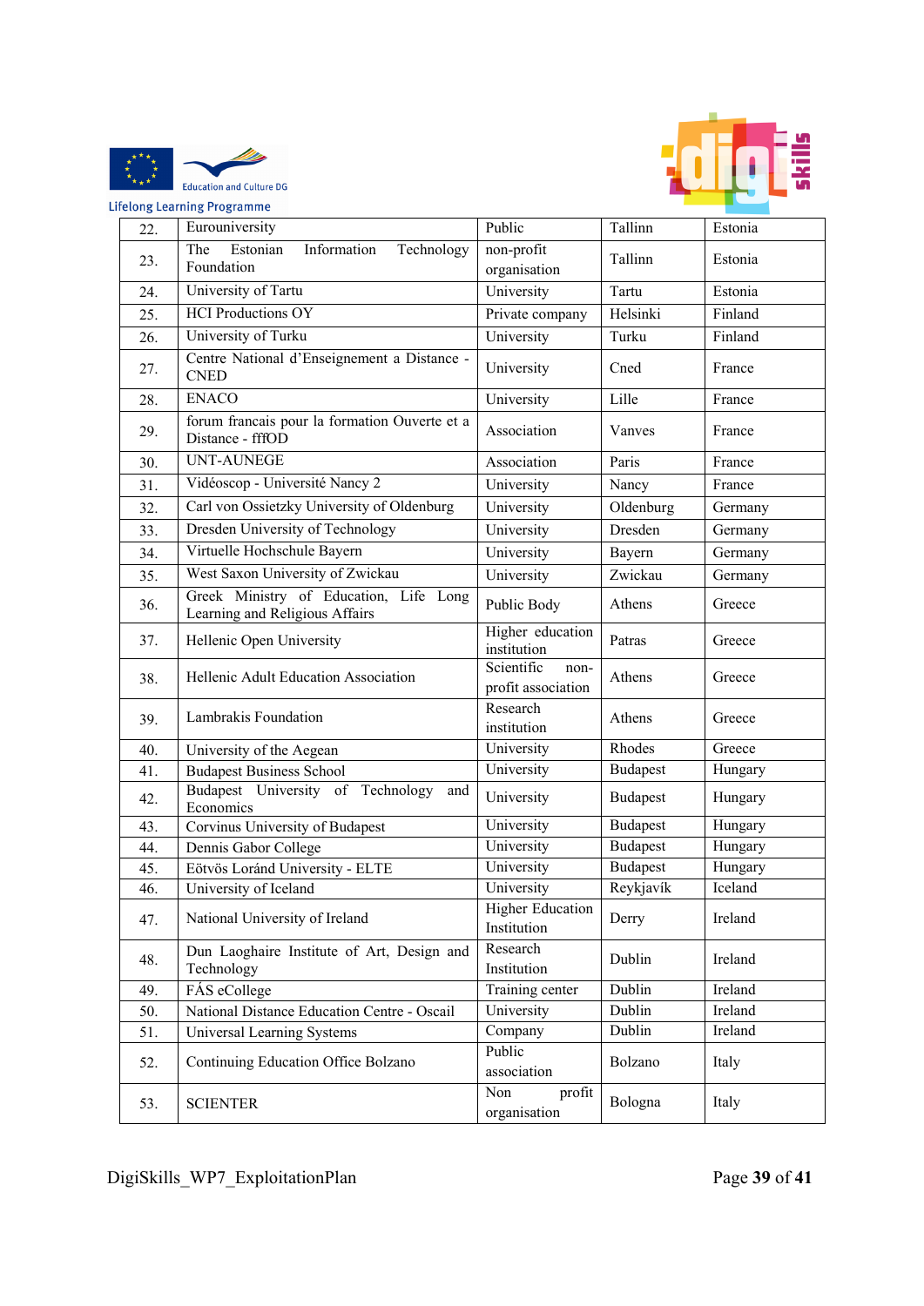| | | | | |
|---|---|---|---|---|
| 22. | Eurouniversity | Public | Tallinn | Estonia |
| 23. | The Estonian Information Technology Foundation | non-profit organisation | Tallinn | Estonia |
| 24. | University of Tartu | University | Tartu | Estonia |
| 25. | HCI Productions OY | Private company | Helsinki | Finland |
| 26. | University of Turku | University | Turku | Finland |
| 27. | Centre National d'Enseignement a Distance - CNED | University | Cned | France |
| 28. | ENACO | University | Lille | France |
| 29. | forum francais pour la formation Ouverte et a Distance - fffOD | Association | Vanves | France |
| 30. | UNT-AUNEGE | Association | Paris | France |
| 31. | Vidéoscop - Université Nancy 2 | University | Nancy | France |
| 32. | Carl von Ossietzky University of Oldenburg | University | Oldenburg | Germany |
| 33. | Dresden University of Technology | University | Dresden | Germany |
| 34. | Virtuelle Hochschule Bayern | University | Bayern | Germany |
| 35. | West Saxon University of Zwickau | University | Zwickau | Germany |
| 36. | Greek Ministry of Education, Life Long Learning and Religious Affairs | Public Body | Athens | Greece |
| 37. | Hellenic Open University | Higher education institution | Patras | Greece |
| 38. | Hellenic Adult Education Association | Scientific non-profit association | Athens | Greece |
| 39. | Lambrakis Foundation | Research institution | Athens | Greece |
| 40. | University of the Aegean | University | Rhodes | Greece |
| 41. | Budapest Business School | University | Budapest | Hungary |
| 42. | Budapest University of Technology and Economics | University | Budapest | Hungary |
| 43. | Corvinus University of Budapest | University | Budapest | Hungary |
| 44. | Dennis Gabor College | University | Budapest | Hungary |
| 45. | Eötvös Loránd University - ELTE | University | Budapest | Hungary |
| 46. | University of Iceland | University | Reykjavík | Iceland |
| 47. | National University of Ireland | Higher Education Institution | Derry | Ireland |
| 48. | Dun Laoghaire Institute of Art, Design and Technology | Research Institution | Dublin | Ireland |
| 49. | FÁS eCollege | Training center | Dublin | Ireland |
| 50. | National Distance Education Centre - Oscail | University | Dublin | Ireland |
| 51. | Universal Learning Systems | Company | Dublin | Ireland |
| 52. | Continuing Education Office Bolzano | Public association | Bolzano | Italy |
| 53. | SCIENTER | Non profit organisation | Bologna | Italy |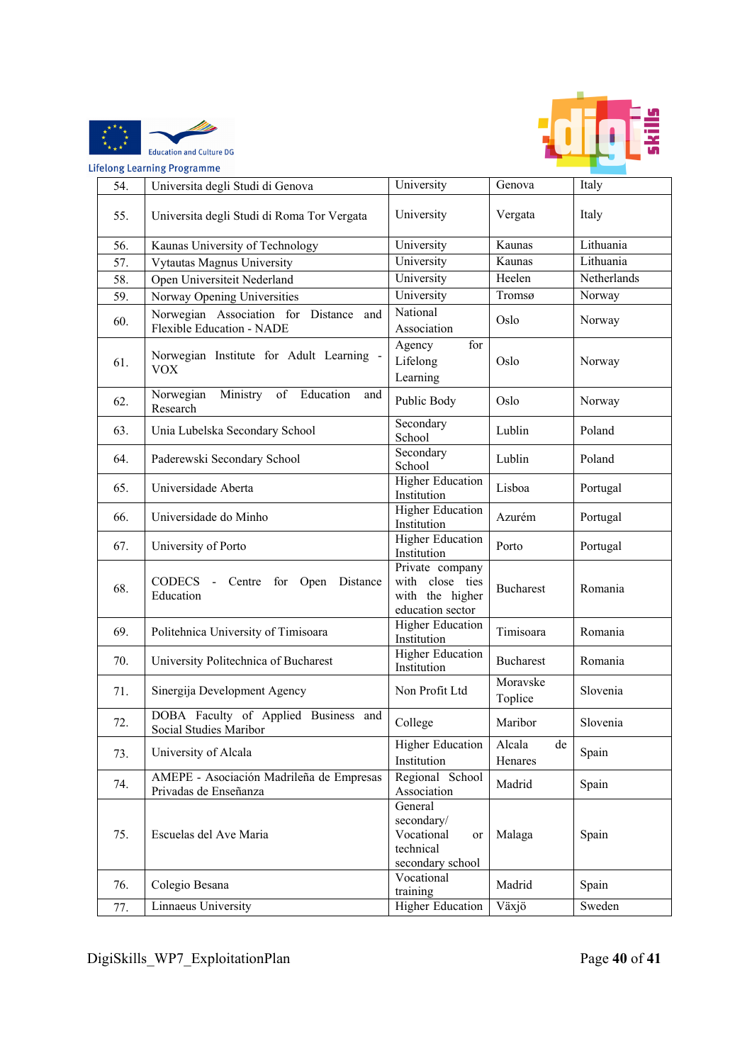| 54. | Universita degli Studi di Genova | University | Genova | Italy |
|---|---|---|---|---|
| 55. | Universita degli Studi di Roma Tor Vergata | University | Vergata | Italy |
| 56. | Kaunas University of Technology | University | Kaunas | Lithuania |
| 57. | Vytautas Magnus University | University | Kaunas | Lithuania |
| 58. | Open Universiteit Nederland | University | Heelen | Netherlands |
| 59. | Norway Opening Universities | University | Tromsø | Norway |
| 60. | Norwegian Association for Distance and Flexible Education - NADE | National Association | Oslo | Norway |
| 61. | Norwegian Institute for Adult Learning - VOX | Agency for Lifelong Learning | Oslo | Norway |
| 62. | Norwegian Ministry of Education and Research | Public Body | Oslo | Norway |
| 63. | Unia Lubelska Secondary School | Secondary School | Lublin | Poland |
| 64. | Paderewski Secondary School | Secondary School | Lublin | Poland |
| 65. | Universidade Aberta | Higher Education Institution | Lisboa | Portugal |
| 66. | Universidade do Minho | Higher Education Institution | Azurém | Portugal |
| 67. | University of Porto | Higher Education Institution | Porto | Portugal |
| 68. | CODECS - Centre for Open Distance Education | Private company with close ties with the higher education sector | Bucharest | Romania |
| 69. | Politehnica University of Timisoara | Higher Education Institution | Timisoara | Romania |
| 70. | University Politechnica of Bucharest | Higher Education Institution | Bucharest | Romania |
| 71. | Sinergija Development Agency | Non Profit Ltd | Moravske Toplice | Slovenia |
| 72. | DOBA Faculty of Applied Business and Social Studies Maribor | College | Maribor | Slovenia |
| 73. | University of Alcala | Higher Education Institution | Alcala de Henares | Spain |
| 74. | AMEPE - Asociación Madrileña de Empresas Privadas de Enseñanza | Regional School Association | Madrid | Spain |
| 75. | Escuelas del Ave Maria | General secondary/ Vocational or technical secondary school | Malaga | Spain |
| 76. | Colegio Besana | Vocational training | Madrid | Spain |
| 77. | Linnaeus University | Higher Education | Växjö | Sweden |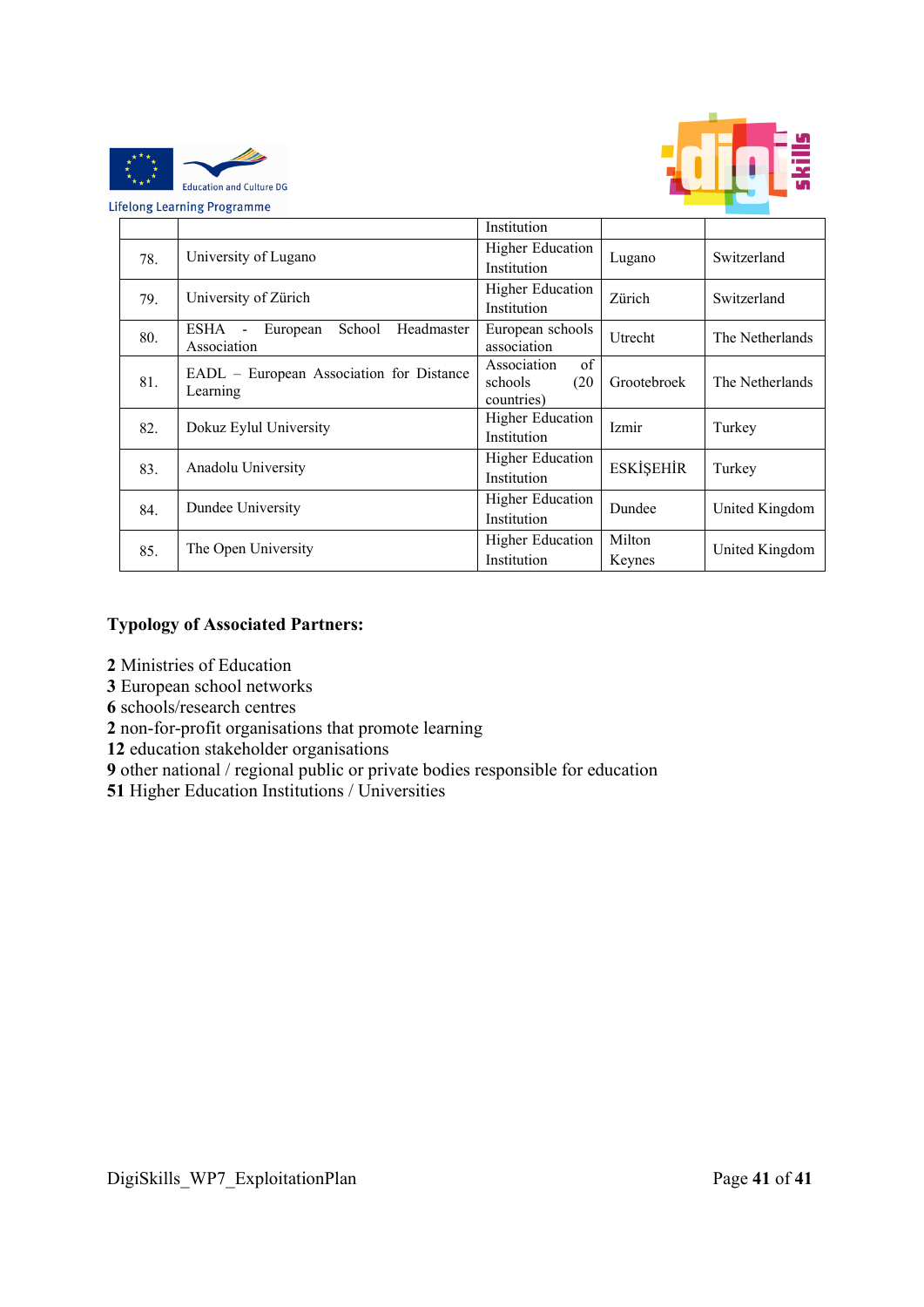| | | | | |
|---|---|---|---|---|
| | | Institution | | |
| 78. | University of Lugano | Higher Education Institution | Lugano | Switzerland |
| 79. | University of Zürich | Higher Education Institution | Zürich | Switzerland |
| 80. | ESHA - European School Headmaster Association | European schools association | Utrecht | The Netherlands |
| 81. | EADL – European Association for Distance Learning | Association of schools (20 countries) | Grootebroek | The Netherlands |
| 82. | Dokuz Eylul University | Higher Education Institution | Izmir | Turkey |
| 83. | Anadolu University | Higher Education Institution | ESKİŞEHİR | Turkey |
| 84. | Dundee University | Higher Education Institution | Dundee | United Kingdom |
| 85. | The Open University | Higher Education Institution | Milton Keynes | United Kingdom |

**Typology of Associated Partners:**

**2** Ministries of Education
**3** European school networks
**6** schools/research centres
**2** non-for-profit organisations that promote learning
**12** education stakeholder organisations
**9** other national / regional public or private bodies responsible for education
**51** Higher Education Institutions / Universities